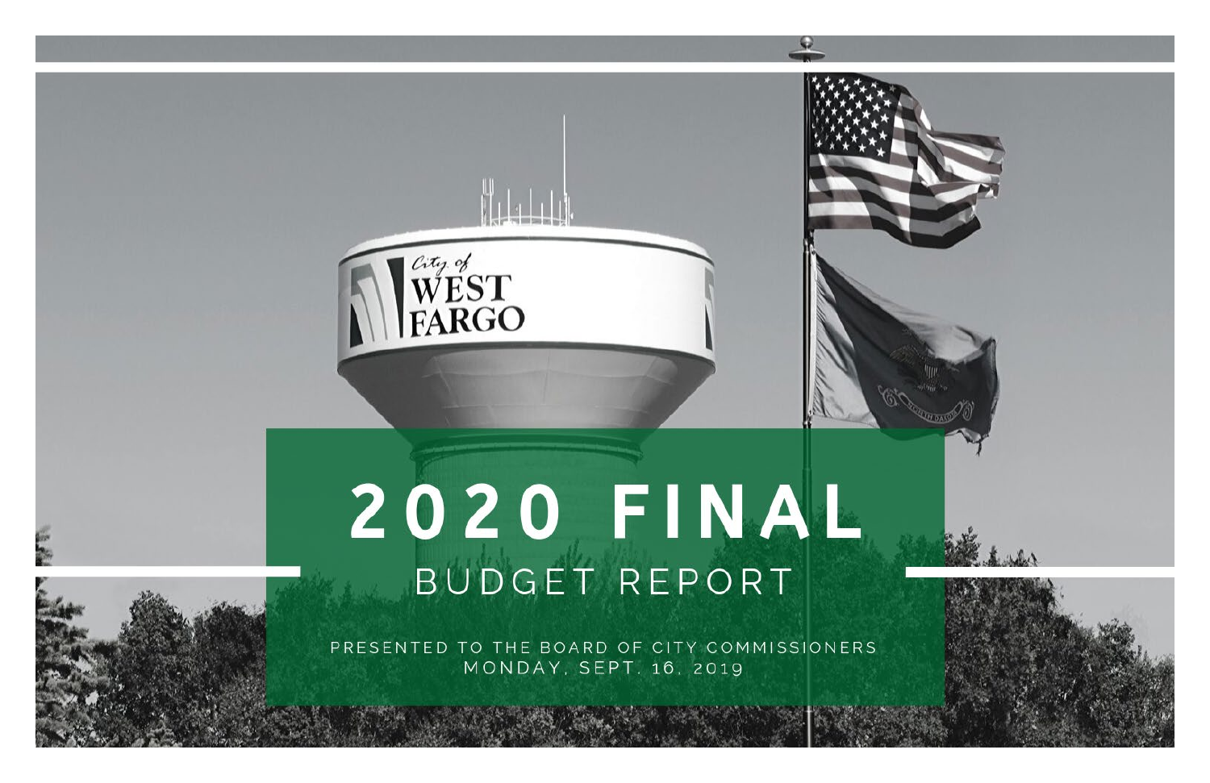# 2020 FINAL

## BUDGET REPORT

PRESENTED TO THE BOARD OF CITY COMMISSIONERS
MONDAY, SEPT. 16, 2019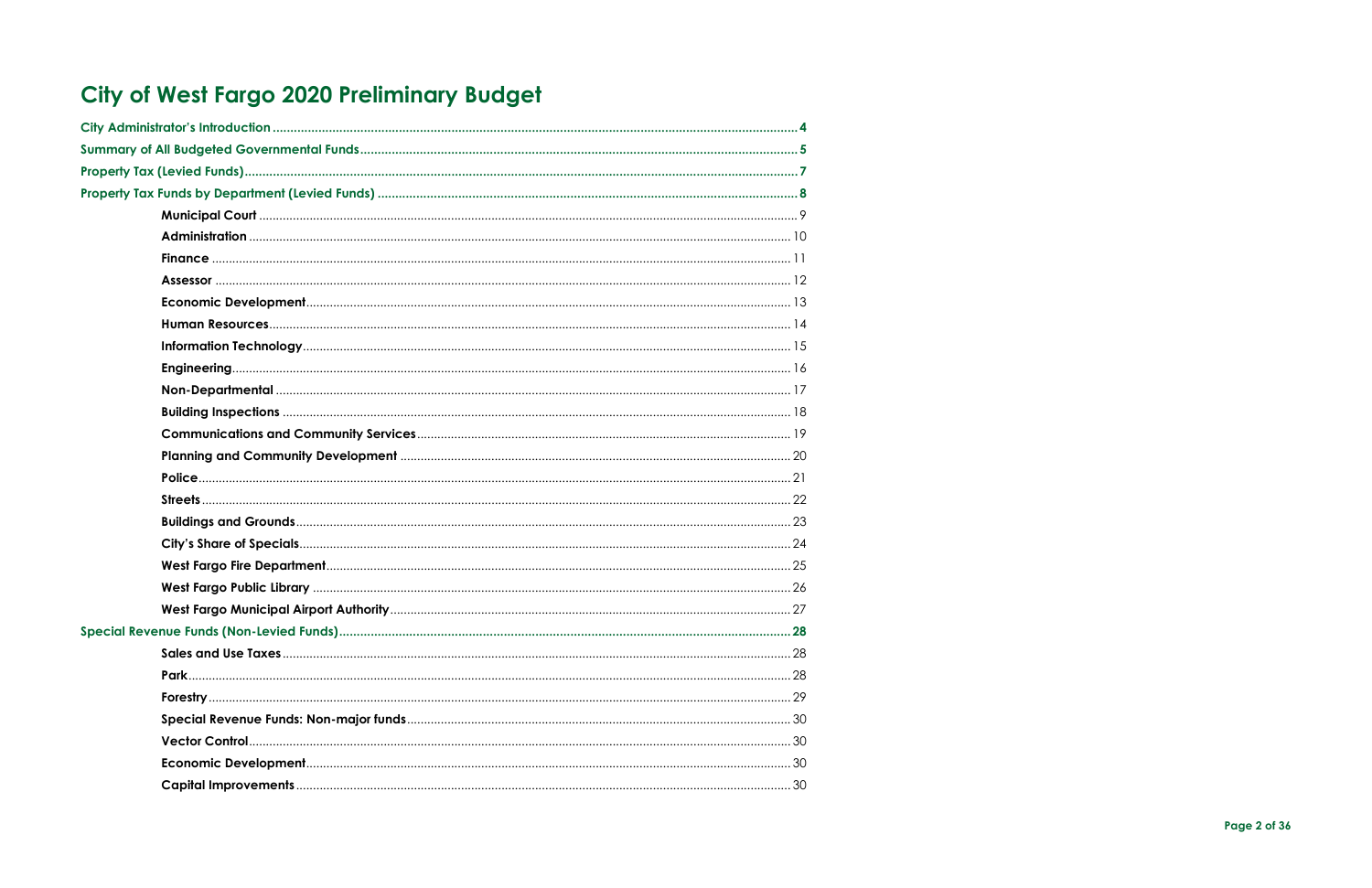# City of West Fargo 2020 Preliminary Budget

**City Administrator's Introduction** ..... 4

**Summary of All Budgeted Governmental Funds** ..... 5

**Property Tax (Levied Funds)** ..... 7

**Property Tax Funds by Department (Levied Funds)** ..... 8

- **Municipal Court** ..... 9
- **Administration** ..... 10
- **Finance** ..... 11
- **Assessor** ..... 12
- **Economic Development** ..... 13
- **Human Resources** ..... 14
- **Information Technology** ..... 15
- **Engineering** ..... 16
- **Non-Departmental** ..... 17
- **Building Inspections** ..... 18
- **Communications and Community Services** ..... 19
- **Planning and Community Development** ..... 20
- **Police** ..... 21
- **Streets** ..... 22
- **Buildings and Grounds** ..... 23
- **City's Share of Specials** ..... 24
- **West Fargo Fire Department** ..... 25
- **West Fargo Public Library** ..... 26
- **West Fargo Municipal Airport Authority** ..... 27

**Special Revenue Funds (Non-Levied Funds)** ..... 28

- **Sales and Use Taxes** ..... 28
- **Park** ..... 28
- **Forestry** ..... 29
- **Special Revenue Funds: Non-major funds** ..... 30
- **Vector Control** ..... 30
- **Economic Development** ..... 30
- **Capital Improvements** ..... 30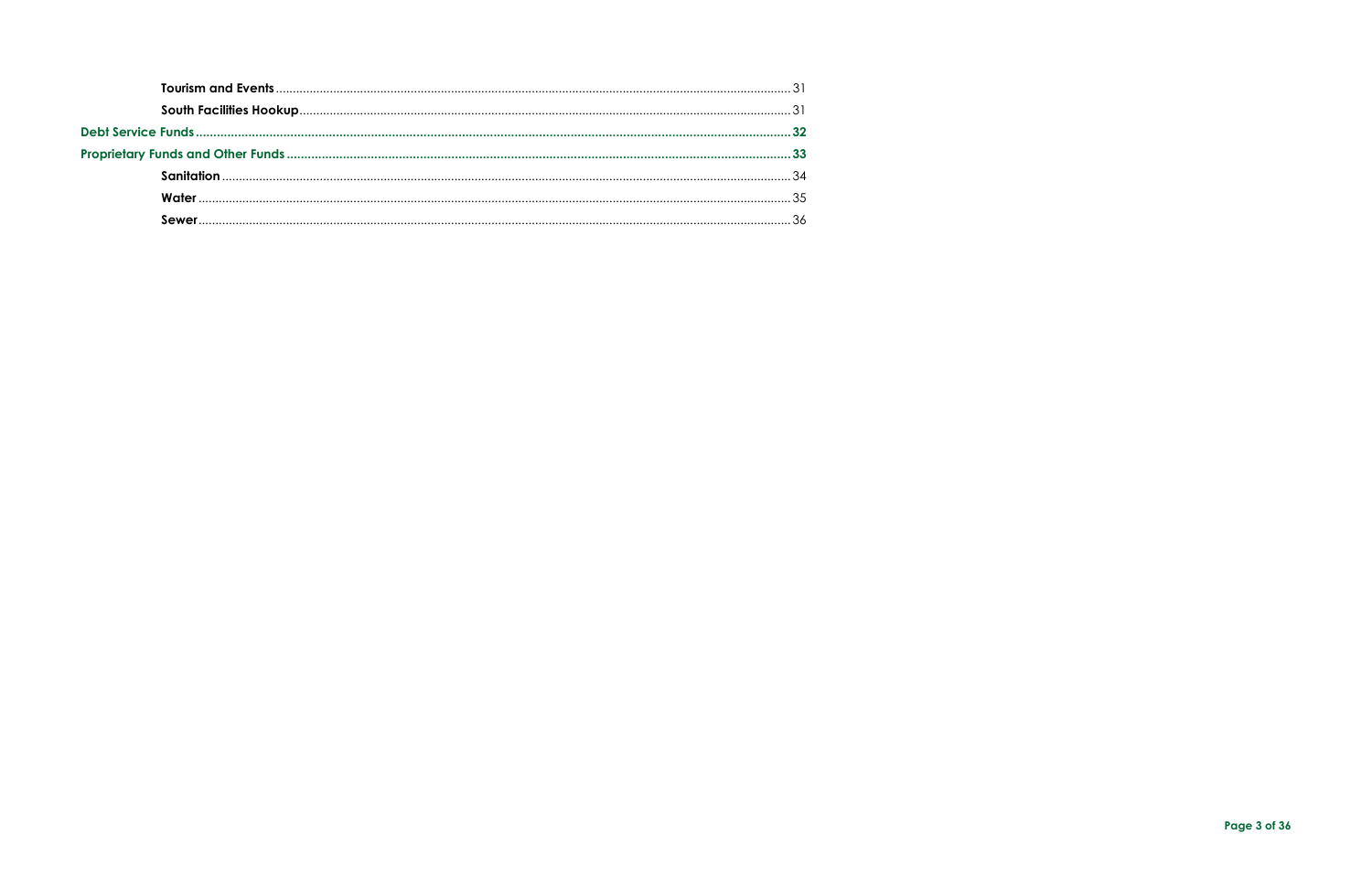**Tourism and Events** ........................................ 31

**South Facilities Hookup** ........................................ 31

**Debt Service Funds** ........................................ **32**

**Proprietary Funds and Other Funds** ........................................ **33**

**Sanitation** ........................................ 34

**Water** ........................................ 35

**Sewer** ........................................ 36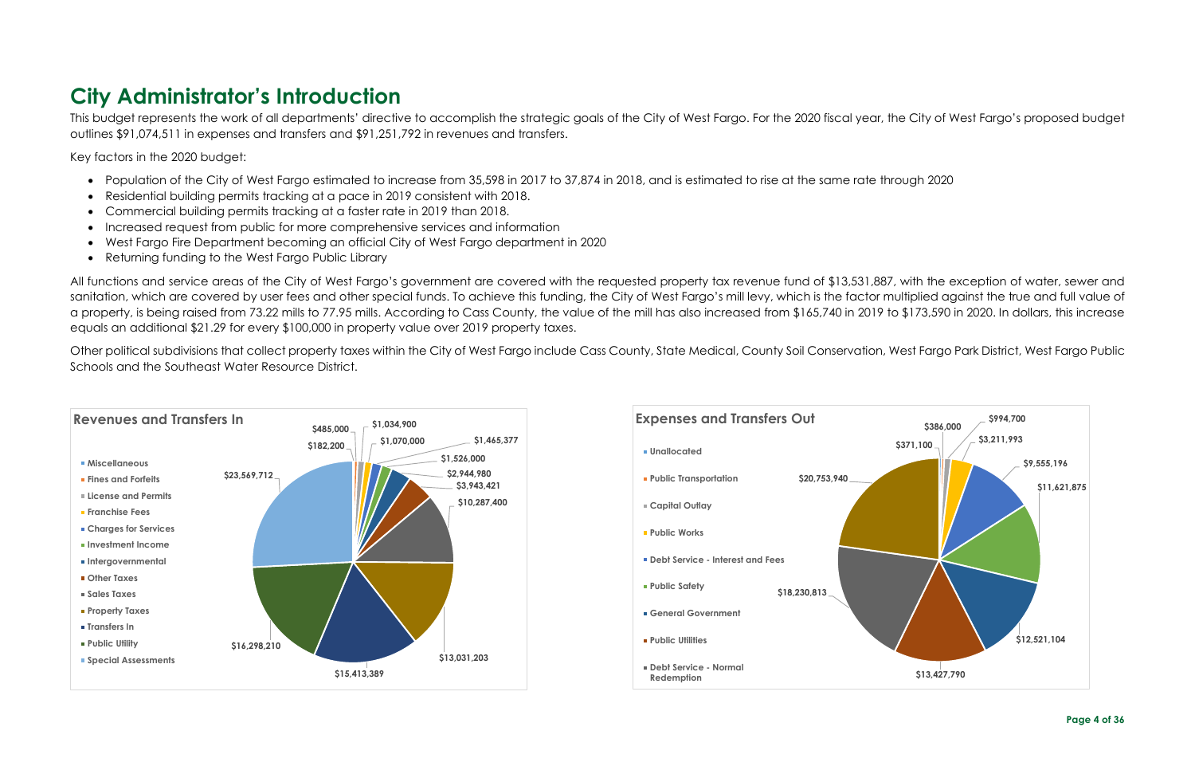# City Administrator's Introduction

This budget represents the work of all departments' directive to accomplish the strategic goals of the City of West Fargo. For the 2020 fiscal year, the City of West Fargo's proposed budget outlines $91,074,511 in expenses and transfers and $91,251,792 in revenues and transfers.

Key factors in the 2020 budget:

- Population of the City of West Fargo estimated to increase from 35,598 in 2017 to 37,874 in 2018, and is estimated to rise at the same rate through 2020
- Residential building permits tracking at a pace in 2019 consistent with 2018.
- Commercial building permits tracking at a faster rate in 2019 than 2018.
- Increased request from public for more comprehensive services and information
- West Fargo Fire Department becoming an official City of West Fargo department in 2020
- Returning funding to the West Fargo Public Library

All functions and service areas of the City of West Fargo's government are covered with the requested property tax revenue fund of $13,531,887, with the exception of water, sewer and sanitation, which are covered by user fees and other special funds. To achieve this funding, the City of West Fargo's mill levy, which is the factor multiplied against the true and full value of a property, is being raised from 73.22 mills to 77.95 mills. According to Cass County, the value of the mill has also increased from $165,740 in 2019 to $173,590 in 2020. In dollars, this increase equals an additional $21.29 for every $100,000 in property value over 2019 property taxes.

Other political subdivisions that collect property taxes within the City of West Fargo include Cass County, State Medical, County Soil Conservation, West Fargo Park District, West Fargo Public Schools and the Southeast Water Resource District.

**Revenues and Transfers In**

- Miscellaneous
- Fines and Forfeits
- License and Permits
- Franchise Fees
- Charges for Services
- Investment Income
- Intergovernmental
- Other Taxes
- Sales Taxes
- Property Taxes
- Transfers In
- Public Utility
- Special Assessments

$182,200; $485,000; $1,034,900; $1,070,000; $1,465,377; $1,526,000; $2,944,980; $3,943,421; $10,287,400; $13,031,203; $15,413,389; $16,298,210; $23,569,712

**Expenses and Transfers Out**

- Unallocated
- Public Transportation
- Capital Outlay
- Public Works
- Debt Service - Interest and Fees
- Public Safety
- General Government
- Public Utilities
- Debt Service - Normal Redemption

$371,100; $386,000; $994,700; $3,211,993; $9,555,196; $11,621,875; $12,521,104; $13,427,790; $18,230,813; $20,753,940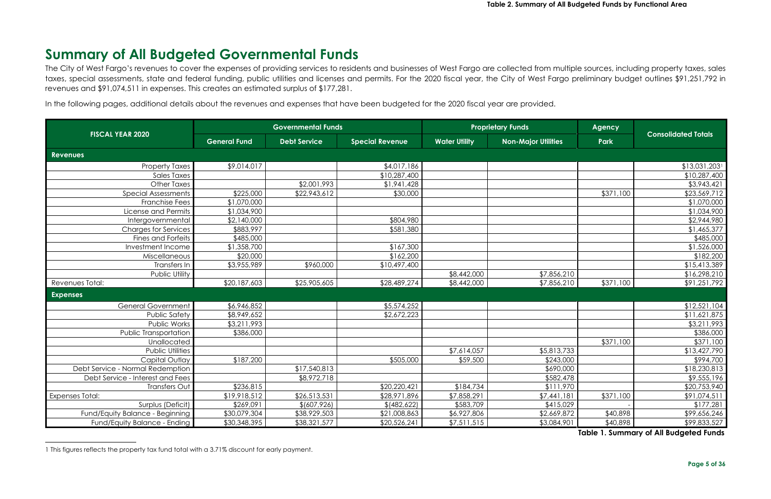# Summary of All Budgeted Governmental Funds

The City of West Fargo's revenues to cover the expenses of providing services to residents and businesses of West Fargo are collected from multiple sources, including property taxes, sales taxes, special assessments, state and federal funding, public utilities and licenses and permits. For the 2020 fiscal year, the City of West Fargo preliminary budget outlines $91,251,792 in revenues and $91,074,511 in expenses. This creates an estimated surplus of $177,281.

In the following pages, additional details about the revenues and expenses that have been budgeted for the 2020 fiscal year are provided.

| FISCAL YEAR 2020 | Governmental Funds | | | Proprietary Funds | | Agency | Consolidated Totals |
|---|---|---|---|---|---|---|---|
| | General Fund | Debt Service | Special Revenue | Water Utility | Non-Major Utilities | Park | |
| **Revenues** | | | | | | | |
| Property Taxes | $9,014,017 | | $4,017,186 | | | | $13,031,203[1] |
| Sales Taxes | | | $10,287,400 | | | | $10,287,400 |
| Other Taxes | | $2,001,993 | $1,941,428 | | | | $3,943,421 |
| Special Assessments | $225,000 | $22,943,612 | $30,000 | | | $371,100 | $23,569,712 |
| Franchise Fees | $1,070,000 | | | | | | $1,070,000 |
| License and Permits | $1,034,900 | | | | | | $1,034,900 |
| Intergovernmental | $2,140,000 | | $804,980 | | | | $2,944,980 |
| Charges for Services | $883,997 | | $581,380 | | | | $1,465,377 |
| Fines and Forfeits | $485,000 | | | | | | $485,000 |
| Investment Income | $1,358,700 | | $167,300 | | | | $1,526,000 |
| Miscellaneous | $20,000 | | $162,200 | | | | $182,200 |
| Transfers In | $3,955,989 | $960,000 | $10,497,400 | | | | $15,413,389 |
| Public Utility | | | | $8,442,000 | $7,856,210 | | $16,298,210 |
| Revenues Total: | $20,187,603 | $25,905,605 | $28,489,274 | $8,442,000 | $7,856,210 | $371,100 | $91,251,792 |
| **Expenses** | | | | | | | |
| General Government | $6,946,852 | | $5,574,252 | | | | $12,521,104 |
| Public Safety | $8,949,652 | | $2,672,223 | | | | $11,621,875 |
| Public Works | $3,211,993 | | | | | | $3,211,993 |
| Public Transportation | $386,000 | | | | | | $386,000 |
| Unallocated | | | | | | $371,100 | $371,100 |
| Public Utilities | | | | $7,614,057 | $5,813,733 | | $13,427,790 |
| Capital Outlay | $187,200 | | $505,000 | $59,500 | $243,000 | | $994,700 |
| Debt Service - Normal Redemption | | $17,540,813 | | | $690,000 | | $18,230,813 |
| Debt Service - Interest and Fees | | $8,972,718 | | | $582,478 | | $9,555,196 |
| Transfers Out | $236,815 | | $20,220,421 | $184,734 | $111,970 | | $20,753,940 |
| Expenses Total: | $19,918,512 | $26,513,531 | $28,971,896 | $7,858,291 | $7,441,181 | $371,100 | $91,074,511 |
| Surplus (Deficit) | $269,091 | $(607,926) | $(482,622) | $583,709 | $415,029 | - | $177,281 |
| Fund/Equity Balance - Beginning | $30,079,304 | $38,929,503 | $21,008,863 | $6,927,806 | $2,669,872 | $40,898 | $99,656,246 |
| Fund/Equity Balance - Ending | $30,348,395 | $38,321,577 | $20,526,241 | $7,511,515 | $3,084,901 | $40,898 | $99,833,527 |

**Table 1. Summary of All Budgeted Funds**

[1] This figures reflects the property tax fund total with a 3.71% discount for early payment.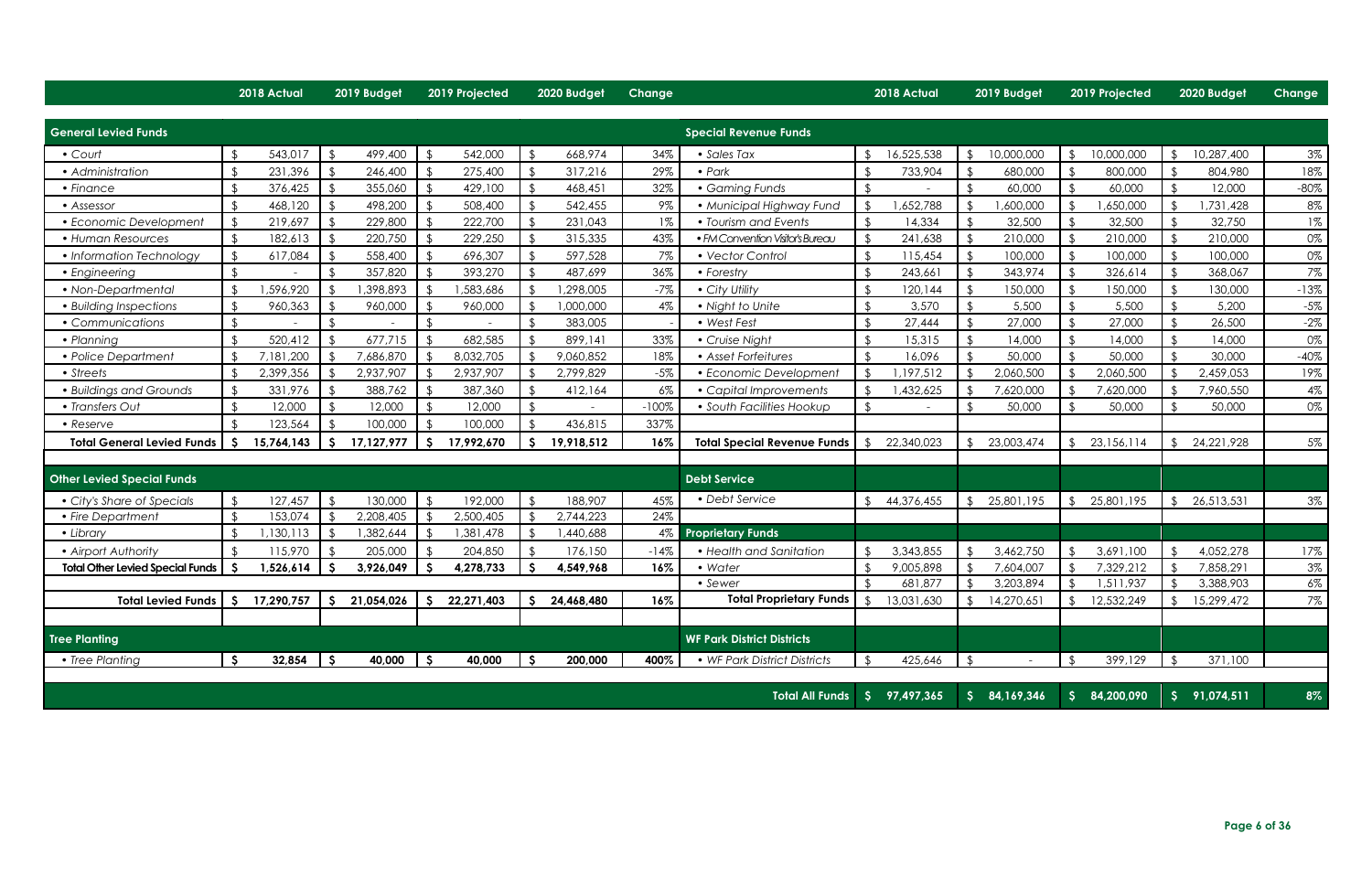| | 2018 Actual | 2019 Budget | 2019 Projected | 2020 Budget | Change |
|---|---|---|---|---|---|
| **General Levied Funds** | | | | | |
| • *Court* | $ 543,017 | $ 499,400 | $ 542,000 | $ 668,974 | 34% |
| • *Administration* | $ 231,396 | $ 246,400 | $ 275,400 | $ 317,216 | 29% |
| • *Finance* | $ 376,425 | $ 355,060 | $ 429,100 | $ 468,451 | 32% |
| • *Assessor* | $ 468,120 | $ 498,200 | $ 508,400 | $ 542,455 | 9% |
| • *Economic Development* | $ 219,697 | $ 229,800 | $ 222,700 | $ 231,043 | 1% |
| • *Human Resources* | $ 182,613 | $ 220,750 | $ 229,250 | $ 315,335 | 43% |
| • *Information Technology* | $ 617,084 | $ 558,400 | $ 696,307 | $ 597,528 | 7% |
| • *Engineering* | $ - | $ 357,820 | $ 393,270 | $ 487,699 | 36% |
| • *Non-Departmental* | $ 1,596,920 | $ 1,398,893 | $ 1,583,686 | $ 1,298,005 | -7% |
| • *Building Inspections* | $ 960,363 | $ 960,000 | $ 960,000 | $ 1,000,000 | 4% |
| • *Communications* | $ - | $ - | $ - | $ 383,005 | - |
| • *Planning* | $ 520,412 | $ 677,715 | $ 682,585 | $ 899,141 | 33% |
| • *Police Department* | $ 7,181,200 | $ 7,686,870 | $ 8,032,705 | $ 9,060,852 | 18% |
| • *Streets* | $ 2,399,356 | $ 2,937,907 | $ 2,937,907 | $ 2,799,829 | -5% |
| • *Buildings and Grounds* | $ 331,976 | $ 388,762 | $ 387,360 | $ 412,164 | 6% |
| • *Transfers Out* | $ 12,000 | $ 12,000 | $ 12,000 | $ - | -100% |
| • *Reserve* | $ 123,564 | $ 100,000 | $ 100,000 | $ 436,815 | 337% |
| **Total General Levied Funds** | **$ 15,764,143** | **$ 17,127,977** | **$ 17,992,670** | **$ 19,918,512** | **16%** |
| **Other Levied Special Funds** | | | | | |
| • *City's Share of Specials* | $ 127,457 | $ 130,000 | $ 192,000 | $ 188,907 | 45% |
| • *Fire Department* | $ 153,074 | $ 2,208,405 | $ 2,500,405 | $ 2,744,223 | 24% |
| • *Library* | $ 1,130,113 | $ 1,382,644 | $ 1,381,478 | $ 1,440,688 | 4% |
| • *Airport Authority* | $ 115,970 | $ 205,000 | $ 204,850 | $ 176,150 | -14% |
| **Total Other Levied Special Funds** | **$ 1,526,614** | **$ 3,926,049** | **$ 4,278,733** | **$ 4,549,968** | **16%** |
| **Total Levied Funds** | **$ 17,290,757** | **$ 21,054,026** | **$ 22,271,403** | **$ 24,468,480** | **16%** |
| **Tree Planting** | | | | | |
| • *Tree Planting* | **$ 32,854** | **$ 40,000** | **$ 40,000** | **$ 200,000** | **400%** |

| | 2018 Actual | 2019 Budget | 2019 Projected | 2020 Budget | Change |
|---|---|---|---|---|---|
| **Special Revenue Funds** | | | | | |
| • *Sales Tax* | $ 16,525,538 | $ 10,000,000 | $ 10,000,000 | $ 10,287,400 | 3% |
| • *Park* | $ 733,904 | $ 680,000 | $ 800,000 | $ 804,980 | 18% |
| • *Gaming Funds* | $ - | $ 60,000 | $ 60,000 | $ 12,000 | -80% |
| • *Municipal Highway Fund* | $ 1,652,788 | $ 1,600,000 | $ 1,650,000 | $ 1,731,428 | 8% |
| • *Tourism and Events* | $ 14,334 | $ 32,500 | $ 32,500 | $ 32,750 | 1% |
| • *FM Convention Visitor's Bureau* | $ 241,638 | $ 210,000 | $ 210,000 | $ 210,000 | 0% |
| • *Vector Control* | $ 115,454 | $ 100,000 | $ 100,000 | $ 100,000 | 0% |
| • *Forestry* | $ 243,661 | $ 343,974 | $ 326,614 | $ 368,067 | 7% |
| • *City Utility* | $ 120,144 | $ 150,000 | $ 150,000 | $ 130,000 | -13% |
| • *Night to Unite* | $ 3,570 | $ 5,500 | $ 5,500 | $ 5,200 | -5% |
| • *West Fest* | $ 27,444 | $ 27,000 | $ 27,000 | $ 26,500 | -2% |
| • *Cruise Night* | $ 15,315 | $ 14,000 | $ 14,000 | $ 14,000 | 0% |
| • *Asset Forfeitures* | $ 16,096 | $ 50,000 | $ 50,000 | $ 30,000 | -40% |
| • *Economic Development* | $ 1,197,512 | $ 2,060,500 | $ 2,060,500 | $ 2,459,053 | 19% |
| • *Capital Improvements* | $ 1,432,625 | $ 7,620,000 | $ 7,620,000 | $ 7,960,550 | 4% |
| • *South Facilities Hookup* | $ - | $ 50,000 | $ 50,000 | $ 50,000 | 0% |
| **Total Special Revenue Funds** | $ 22,340,023 | $ 23,003,474 | $ 23,156,114 | $ 24,221,928 | 5% |
| **Debt Service** | | | | | |
| • *Debt Service* | $ 44,376,455 | $ 25,801,195 | $ 25,801,195 | $ 26,513,531 | 3% |
| **Proprietary Funds** | | | | | |
| • *Health and Sanitation* | $ 3,343,855 | $ 3,462,750 | $ 3,691,100 | $ 4,052,278 | 17% |
| • *Water* | $ 9,005,898 | $ 7,604,007 | $ 7,329,212 | $ 7,858,291 | 3% |
| • *Sewer* | $ 681,877 | $ 3,203,894 | $ 1,511,937 | $ 3,388,903 | 6% |
| **Total Proprietary Funds** | $ 13,031,630 | $ 14,270,651 | $ 12,532,249 | $ 15,299,472 | 7% |
| **WF Park District Districts** | | | | | |
| • *WF Park District Districts* | $ 425,646 | $ - | $ 399,129 | $ 371,100 | |
| **Total All Funds** | **$ 97,497,365** | **$ 84,169,346** | **$ 84,200,090** | **$ 91,074,511** | **8%** |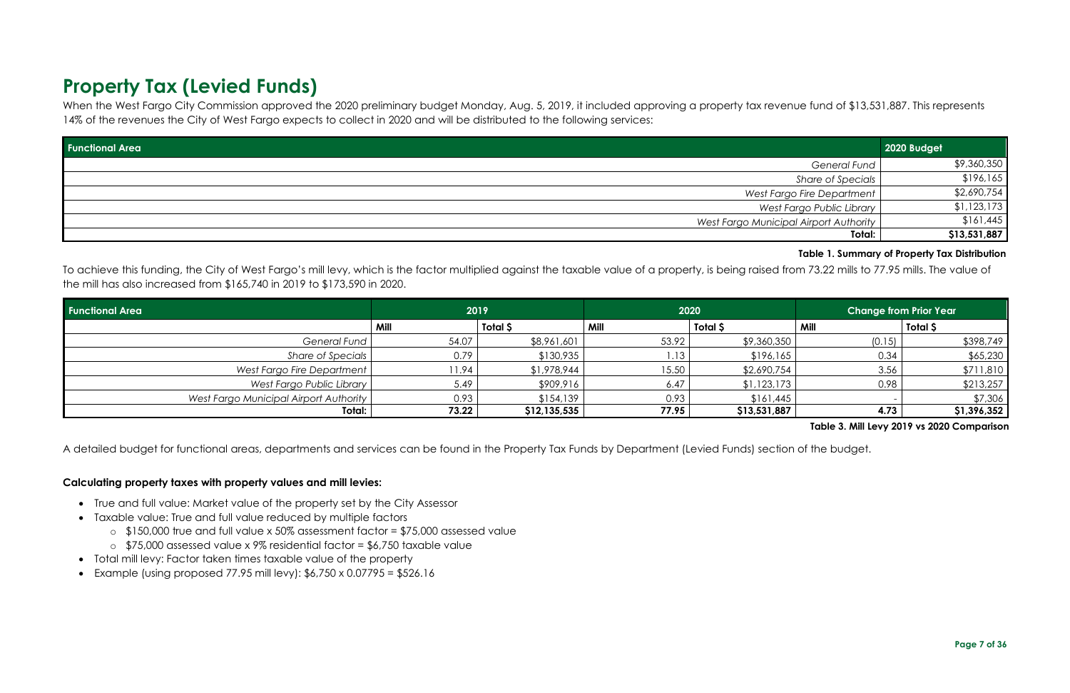# Property Tax (Levied Funds)

When the West Fargo City Commission approved the 2020 preliminary budget Monday, Aug. 5, 2019, it included approving a property tax revenue fund of $13,531,887. This represents 14% of the revenues the City of West Fargo expects to collect in 2020 and will be distributed to the following services:

| Functional Area | 2020 Budget |
|---|---|
| *General Fund* | $9,360,350 |
| *Share of Specials* | $196,165 |
| *West Fargo Fire Department* | $2,690,754 |
| *West Fargo Public Library* | $1,123,173 |
| *West Fargo Municipal Airport Authority* | $161,445 |
| **Total:** | **$13,531,887** |

**Table 1. Summary of Property Tax Distribution**

To achieve this funding, the City of West Fargo's mill levy, which is the factor multiplied against the taxable value of a property, is being raised from 73.22 mills to 77.95 mills. The value of the mill has also increased from $165,740 in 2019 to $173,590 in 2020.

| Functional Area | 2019 | | 2020 | | Change from Prior Year | |
|---|---|---|---|---|---|---|
| | Mill | Total $ | Mill | Total $ | Mill | Total $ |
| *General Fund* | 54.07 | $8,961,601 | 53.92 | $9,360,350 | (0.15) | $398,749 |
| *Share of Specials* | 0.79 | $130,935 | 1.13 | $196,165 | 0.34 | $65,230 |
| *West Fargo Fire Department* | 11.94 | $1,978,944 | 15.50 | $2,690,754 | 3.56 | $711,810 |
| *West Fargo Public Library* | 5.49 | $909,916 | 6.47 | $1,123,173 | 0.98 | $213,257 |
| *West Fargo Municipal Airport Authority* | 0.93 | $154,139 | 0.93 | $161,445 | - | $7,306 |
| **Total:** | **73.22** | **$12,135,535** | **77.95** | **$13,531,887** | **4.73** | **$1,396,352** |

**Table 3. Mill Levy 2019 vs 2020 Comparison**

A detailed budget for functional areas, departments and services can be found in the Property Tax Funds by Department (Levied Funds) section of the budget.

**Calculating property taxes with property values and mill levies:**

- True and full value: Market value of the property set by the City Assessor
- Taxable value: True and full value reduced by multiple factors
  - $150,000 true and full value x 50% assessment factor = $75,000 assessed value
  - $75,000 assessed value x 9% residential factor = $6,750 taxable value
- Total mill levy: Factor taken times taxable value of the property
- Example (using proposed 77.95 mill levy): $6,750 x 0.07795 = $526.16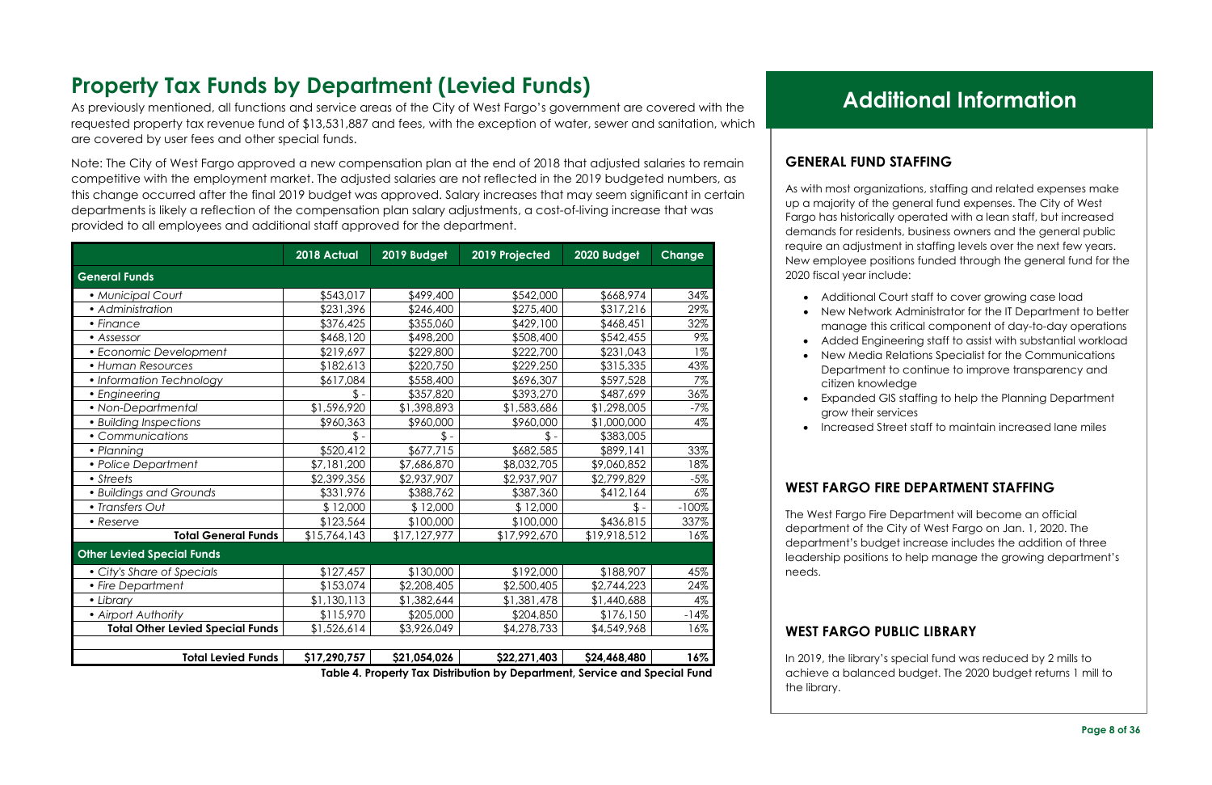# Property Tax Funds by Department (Levied Funds)

As previously mentioned, all functions and service areas of the City of West Fargo's government are covered with the requested property tax revenue fund of $13,531,887 and fees, with the exception of water, sewer and sanitation, which are covered by user fees and other special funds.

Note: The City of West Fargo approved a new compensation plan at the end of 2018 that adjusted salaries to remain competitive with the employment market. The adjusted salaries are not reflected in the 2019 budgeted numbers, as this change occurred after the final 2019 budget was approved. Salary increases that may seem significant in certain departments is likely a reflection of the compensation plan salary adjustments, a cost-of-living increase that was provided to all employees and additional staff approved for the department.

| | 2018 Actual | 2019 Budget | 2019 Projected | 2020 Budget | Change |
|---|---|---|---|---|---|
| **General Funds** | | | | | |
| • *Municipal Court* | $543,017 | $499,400 | $542,000 | $668,974 | 34% |
| • *Administration* | $231,396 | $246,400 | $275,400 | $317,216 | 29% |
| • *Finance* | $376,425 | $355,060 | $429,100 | $468,451 | 32% |
| • *Assessor* | $468,120 | $498,200 | $508,400 | $542,455 | 9% |
| • *Economic Development* | $219,697 | $229,800 | $222,700 | $231,043 | 1% |
| • *Human Resources* | $182,613 | $220,750 | $229,250 | $315,335 | 43% |
| • *Information Technology* | $617,084 | $558,400 | $696,307 | $597,528 | 7% |
| • *Engineering* | $ - | $357,820 | $393,270 | $487,699 | 36% |
| • *Non-Departmental* | $1,596,920 | $1,398,893 | $1,583,686 | $1,298,005 | -7% |
| • *Building Inspections* | $960,363 | $960,000 | $960,000 | $1,000,000 | 4% |
| • *Communications* | $ - | $ - | $ - | $383,005 | |
| • *Planning* | $520,412 | $677,715 | $682,585 | $899,141 | 33% |
| • *Police Department* | $7,181,200 | $7,686,870 | $8,032,705 | $9,060,852 | 18% |
| • *Streets* | $2,399,356 | $2,937,907 | $2,937,907 | $2,799,829 | -5% |
| • *Buildings and Grounds* | $331,976 | $388,762 | $387,360 | $412,164 | 6% |
| • *Transfers Out* | $ 12,000 | $ 12,000 | $ 12,000 | $ - | -100% |
| • *Reserve* | $123,564 | $100,000 | $100,000 | $436,815 | 337% |
| **Total General Funds** | $15,764,143 | $17,127,977 | $17,992,670 | $19,918,512 | 16% |
| **Other Levied Special Funds** | | | | | |
| • *City's Share of Specials* | $127,457 | $130,000 | $192,000 | $188,907 | 45% |
| • *Fire Department* | $153,074 | $2,208,405 | $2,500,405 | $2,744,223 | 24% |
| • *Library* | $1,130,113 | $1,382,644 | $1,381,478 | $1,440,688 | 4% |
| • *Airport Authority* | $115,970 | $205,000 | $204,850 | $176,150 | -14% |
| **Total Other Levied Special Funds** | $1,526,614 | $3,926,049 | $4,278,733 | $4,549,968 | 16% |
| **Total Levied Funds** | **$17,290,757** | **$21,054,026** | **$22,271,403** | **$24,468,480** | **16%** |

**Table 4. Property Tax Distribution by Department, Service and Special Fund**

# Additional Information

## GENERAL FUND STAFFING

As with most organizations, staffing and related expenses make up a majority of the general fund expenses. The City of West Fargo has historically operated with a lean staff, but increased demands for residents, business owners and the general public require an adjustment in staffing levels over the next few years. New employee positions funded through the general fund for the 2020 fiscal year include:

- Additional Court staff to cover growing case load
- New Network Administrator for the IT Department to better manage this critical component of day-to-day operations
- Added Engineering staff to assist with substantial workload
- New Media Relations Specialist for the Communications Department to continue to improve transparency and citizen knowledge
- Expanded GIS staffing to help the Planning Department grow their services
- Increased Street staff to maintain increased lane miles

## WEST FARGO FIRE DEPARTMENT STAFFING

The West Fargo Fire Department will become an official department of the City of West Fargo on Jan. 1, 2020. The department's budget increase includes the addition of three leadership positions to help manage the growing department's needs.

## WEST FARGO PUBLIC LIBRARY

In 2019, the library's special fund was reduced by 2 mills to achieve a balanced budget. The 2020 budget returns 1 mill to the library.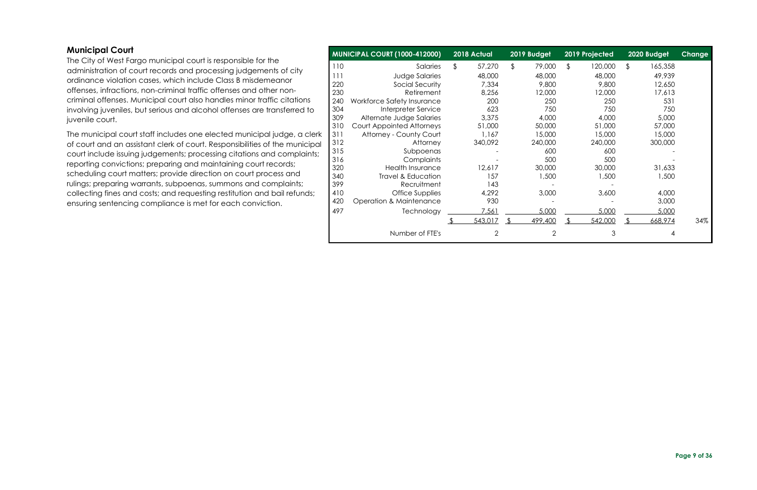## Municipal Court

The City of West Fargo municipal court is responsible for the administration of court records and processing judgements of city ordinance violation cases, which include Class B misdemeanor offenses, infractions, non-criminal traffic offenses and other non-criminal offenses. Municipal court also handles minor traffic citations involving juveniles, but serious and alcohol offenses are transferred to juvenile court.

The municipal court staff includes one elected municipal judge, a clerk of court and an assistant clerk of court. Responsibilities of the municipal court include issuing judgements; processing citations and complaints; reporting convictions; preparing and maintaining court records; scheduling court matters; provide direction on court process and rulings; preparing warrants, subpoenas, summons and complaints; collecting fines and costs; and requesting restitution and bail refunds; ensuring sentencing compliance is met for each conviction.

| | MUNICIPAL COURT (1000-412000) | 2018 Actual | 2019 Budget | 2019 Projected | 2020 Budget | Change |
|---|---|---|---|---|---|---|
| 110 | Salaries | $ 57,270 | $ 79,000 | $ 120,000 | $ 165,358 | |
| 111 | Judge Salaries | 48,000 | 48,000 | 48,000 | 49,939 | |
| 220 | Social Security | 7,334 | 9,800 | 9,800 | 12,650 | |
| 230 | Retirement | 8,256 | 12,000 | 12,000 | 17,613 | |
| 240 | Workforce Safety Insurance | 200 | 250 | 250 | 531 | |
| 304 | Interpreter Service | 623 | 750 | 750 | 750 | |
| 309 | Alternate Judge Salaries | 3,375 | 4,000 | 4,000 | 5,000 | |
| 310 | Court Appointed Attorneys | 51,000 | 50,000 | 51,000 | 57,000 | |
| 311 | Attorney - County Court | 1,167 | 15,000 | 15,000 | 15,000 | |
| 312 | Attorney | 340,092 | 240,000 | 240,000 | 300,000 | |
| 315 | Subpoenas | - | 600 | 600 | - | |
| 316 | Complaints | - | 500 | 500 | - | |
| 320 | Health Insurance | 12,617 | 30,000 | 30,000 | 31,633 | |
| 340 | Travel & Education | 157 | 1,500 | 1,500 | 1,500 | |
| 399 | Recruitment | 143 | - | - | | |
| 410 | Office Supplies | 4,292 | 3,000 | 3,600 | 4,000 | |
| 420 | Operation & Maintenance | 930 | - | - | 3,000 | |
| 497 | Technology | 7,561 | 5,000 | 5,000 | 5,000 | |
| | | $ 543,017 | $ 499,400 | $ 542,000 | $ 668,974 | 34% |
| | Number of FTE's | 2 | 2 | 3 | 4 | |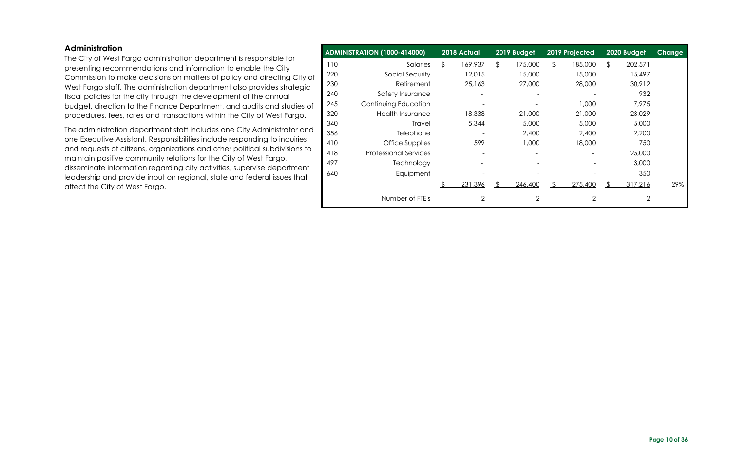## Administration

The City of West Fargo administration department is responsible for presenting recommendations and information to enable the City Commission to make decisions on matters of policy and directing City of West Fargo staff. The administration department also provides strategic fiscal policies for the city through the development of the annual budget, direction to the Finance Department, and audits and studies of procedures, fees, rates and transactions within the City of West Fargo.

The administration department staff includes one City Administrator and one Executive Assistant. Responsibilities include responding to inquiries and requests of citizens, organizations and other political subdivisions to maintain positive community relations for the City of West Fargo, disseminate information regarding city activities, supervise department leadership and provide input on regional, state and federal issues that affect the City of West Fargo.

| ADMINISTRATION (1000-414000) | | 2018 Actual | 2019 Budget | 2019 Projected | 2020 Budget | Change |
|---|---|---|---|---|---|---|
| 110 | Salaries | $ 169,937 | $ 175,000 | $ 185,000 | $ 202,571 | |
| 220 | Social Security | 12,015 | 15,000 | 15,000 | 15,497 | |
| 230 | Retirement | 25,163 | 27,000 | 28,000 | 30,912 | |
| 240 | Safety Insurance | - | - | - | 932 | |
| 245 | Continuing Education | - | - | 1,000 | 7,975 | |
| 320 | Health Insurance | 18,338 | 21,000 | 21,000 | 23,029 | |
| 340 | Travel | 5,344 | 5,000 | 5,000 | 5,000 | |
| 356 | Telephone | - | 2,400 | 2,400 | 2,200 | |
| 410 | Office Supplies | 599 | 1,000 | 18,000 | 750 | |
| 418 | Professional Services | - | - | - | 25,000 | |
| 497 | Technology | - | - | - | 3,000 | |
| 640 | Equipment | - | - | - | 350 | |
| | | $ 231,396 | $ 246,400 | $ 275,400 | $ 317,216 | 29% |
| | Number of FTE's | 2 | 2 | 2 | 2 | |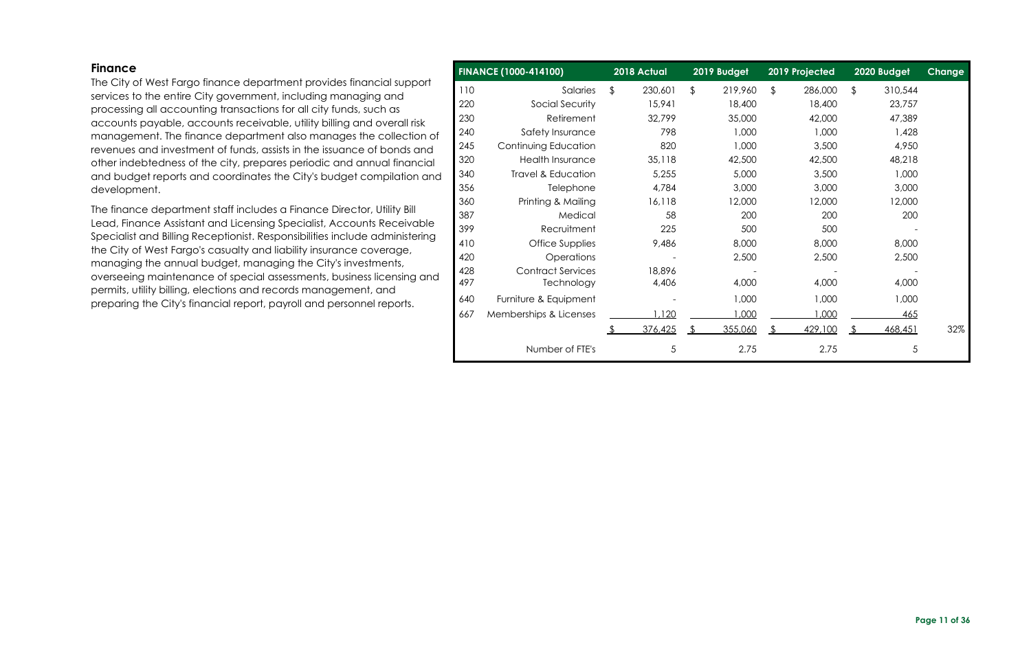## Finance

The City of West Fargo finance department provides financial support services to the entire City government, including managing and processing all accounting transactions for all city funds, such as accounts payable, accounts receivable, utility billing and overall risk management. The finance department also manages the collection of revenues and investment of funds, assists in the issuance of bonds and other indebtedness of the city, prepares periodic and annual financial and budget reports and coordinates the City's budget compilation and development.

The finance department staff includes a Finance Director, Utility Bill Lead, Finance Assistant and Licensing Specialist, Accounts Receivable Specialist and Billing Receptionist. Responsibilities include administering the City of West Fargo's casualty and liability insurance coverage, managing the annual budget, managing the City's investments, overseeing maintenance of special assessments, business licensing and permits, utility billing, elections and records management, and preparing the City's financial report, payroll and personnel reports.

| | FINANCE (1000-414100) | 2018 Actual | 2019 Budget | 2019 Projected | 2020 Budget | Change |
|---|---|---|---|---|---|---|
| 110 | Salaries | $ 230,601 | $ 219,960 | $ 286,000 | $ 310,544 | |
| 220 | Social Security | 15,941 | 18,400 | 18,400 | 23,757 | |
| 230 | Retirement | 32,799 | 35,000 | 42,000 | 47,389 | |
| 240 | Safety Insurance | 798 | 1,000 | 1,000 | 1,428 | |
| 245 | Continuing Education | 820 | 1,000 | 3,500 | 4,950 | |
| 320 | Health Insurance | 35,118 | 42,500 | 42,500 | 48,218 | |
| 340 | Travel & Education | 5,255 | 5,000 | 3,500 | 1,000 | |
| 356 | Telephone | 4,784 | 3,000 | 3,000 | 3,000 | |
| 360 | Printing & Mailing | 16,118 | 12,000 | 12,000 | 12,000 | |
| 387 | Medical | 58 | 200 | 200 | 200 | |
| 399 | Recruitment | 225 | 500 | 500 | - | |
| 410 | Office Supplies | 9,486 | 8,000 | 8,000 | 8,000 | |
| 420 | Operations | - | 2,500 | 2,500 | 2,500 | |
| 428 | Contract Services | 18,896 | - | - | - | |
| 497 | Technology | 4,406 | 4,000 | 4,000 | 4,000 | |
| 640 | Furniture & Equipment | - | 1,000 | 1,000 | 1,000 | |
| 667 | Memberships & Licenses | 1,120 | 1,000 | 1,000 | 465 | |
| | | $ 376,425 | $ 355,060 | $ 429,100 | $ 468,451 | 32% |
| | Number of FTE's | 5 | 2.75 | 2.75 | 5 | |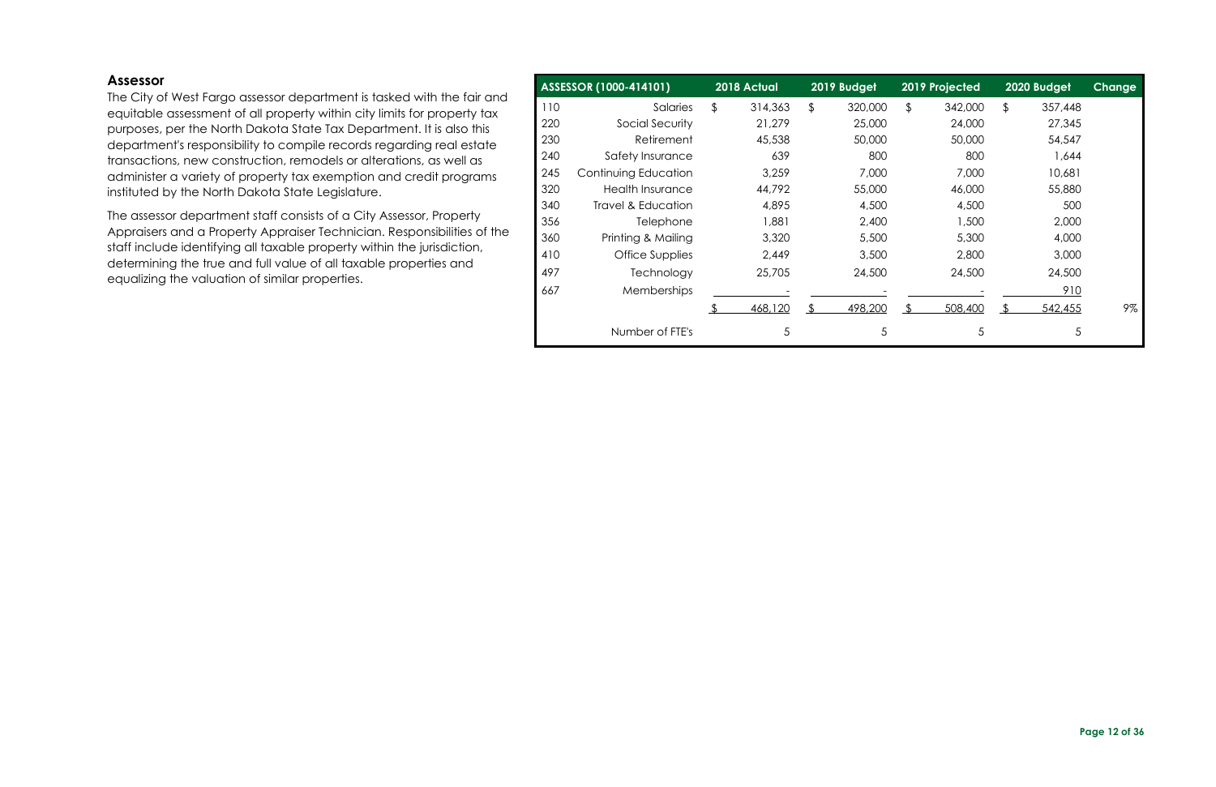## Assessor

The City of West Fargo assessor department is tasked with the fair and equitable assessment of all property within city limits for property tax purposes, per the North Dakota State Tax Department. It is also this department's responsibility to compile records regarding real estate transactions, new construction, remodels or alterations, as well as administer a variety of property tax exemption and credit programs instituted by the North Dakota State Legislature.

The assessor department staff consists of a City Assessor, Property Appraisers and a Property Appraiser Technician. Responsibilities of the staff include identifying all taxable property within the jurisdiction, determining the true and full value of all taxable properties and equalizing the valuation of similar properties.

| ASSESSOR (1000-414101) | | 2018 Actual | 2019 Budget | 2019 Projected | 2020 Budget | Change |
|---|---|---|---|---|---|---|
| 110 | Salaries | $ 314,363 | $ 320,000 | $ 342,000 | $ 357,448 | |
| 220 | Social Security | 21,279 | 25,000 | 24,000 | 27,345 | |
| 230 | Retirement | 45,538 | 50,000 | 50,000 | 54,547 | |
| 240 | Safety Insurance | 639 | 800 | 800 | 1,644 | |
| 245 | Continuing Education | 3,259 | 7,000 | 7,000 | 10,681 | |
| 320 | Health Insurance | 44,792 | 55,000 | 46,000 | 55,880 | |
| 340 | Travel & Education | 4,895 | 4,500 | 4,500 | 500 | |
| 356 | Telephone | 1,881 | 2,400 | 1,500 | 2,000 | |
| 360 | Printing & Mailing | 3,320 | 5,500 | 5,300 | 4,000 | |
| 410 | Office Supplies | 2,449 | 3,500 | 2,800 | 3,000 | |
| 497 | Technology | 25,705 | 24,500 | 24,500 | 24,500 | |
| 667 | Memberships | - | - | - | 910 | |
| | | $ 468,120 | $ 498,200 | $ 508,400 | $ 542,455 | 9% |
| | Number of FTE's | 5 | 5 | 5 | 5 | |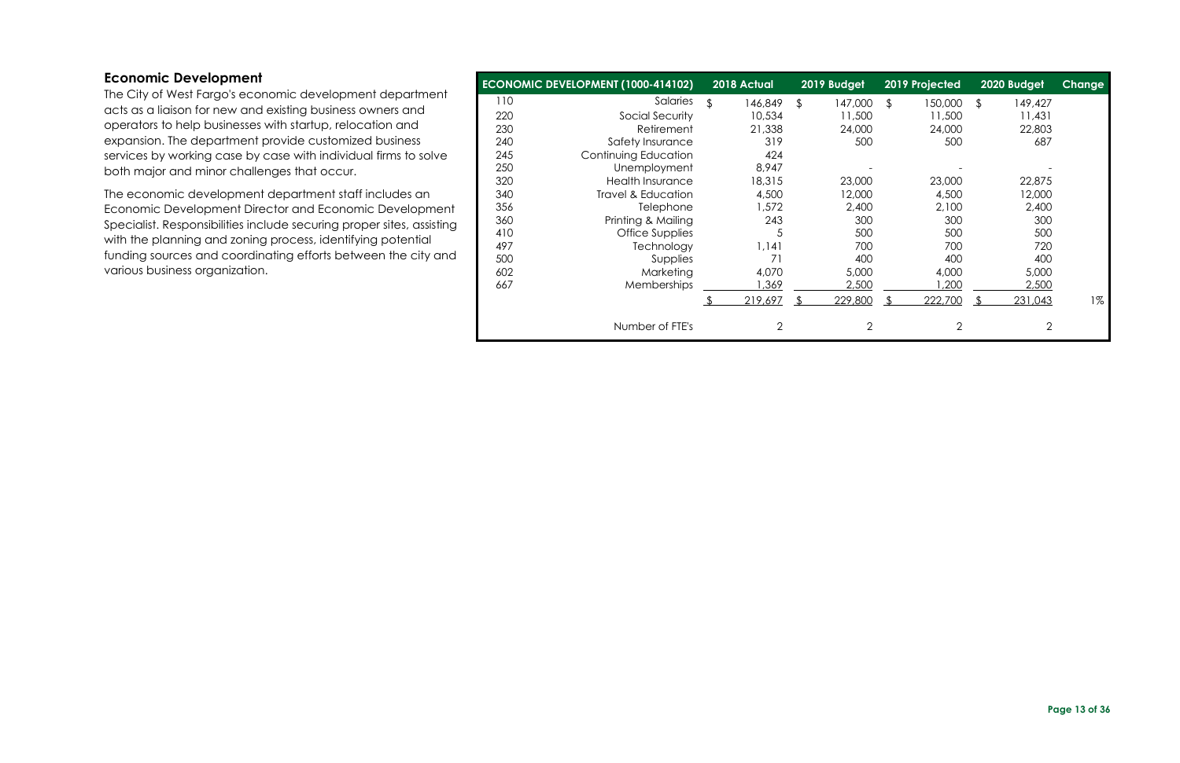## Economic Development

The City of West Fargo's economic development department acts as a liaison for new and existing business owners and operators to help businesses with startup, relocation and expansion. The department provide customized business services by working case by case with individual firms to solve both major and minor challenges that occur.

The economic development department staff includes an Economic Development Director and Economic Development Specialist. Responsibilities include securing proper sites, assisting with the planning and zoning process, identifying potential funding sources and coordinating efforts between the city and various business organization.

| ECONOMIC DEVELOPMENT (1000-414102) | | 2018 Actual | 2019 Budget | 2019 Projected | 2020 Budget | Change |
|---|---|---|---|---|---|---|
| 110 | Salaries | $ 146,849 | $ 147,000 | $ 150,000 | $ 149,427 | |
| 220 | Social Security | 10,534 | 11,500 | 11,500 | 11,431 | |
| 230 | Retirement | 21,338 | 24,000 | 24,000 | 22,803 | |
| 240 | Safety Insurance | 319 | 500 | 500 | 687 | |
| 245 | Continuing Education | 424 | | | | |
| 250 | Unemployment | 8,947 | - | - | - | |
| 320 | Health Insurance | 18,315 | 23,000 | 23,000 | 22,875 | |
| 340 | Travel & Education | 4,500 | 12,000 | 4,500 | 12,000 | |
| 356 | Telephone | 1,572 | 2,400 | 2,100 | 2,400 | |
| 360 | Printing & Mailing | 243 | 300 | 300 | 300 | |
| 410 | Office Supplies | 5 | 500 | 500 | 500 | |
| 497 | Technology | 1,141 | 700 | 700 | 720 | |
| 500 | Supplies | 71 | 400 | 400 | 400 | |
| 602 | Marketing | 4,070 | 5,000 | 4,000 | 5,000 | |
| 667 | Memberships | 1,369 | 2,500 | 1,200 | 2,500 | |
| | | $ 219,697 | $ 229,800 | $ 222,700 | $ 231,043 | 1% |
| | Number of FTE's | 2 | 2 | 2 | 2 | |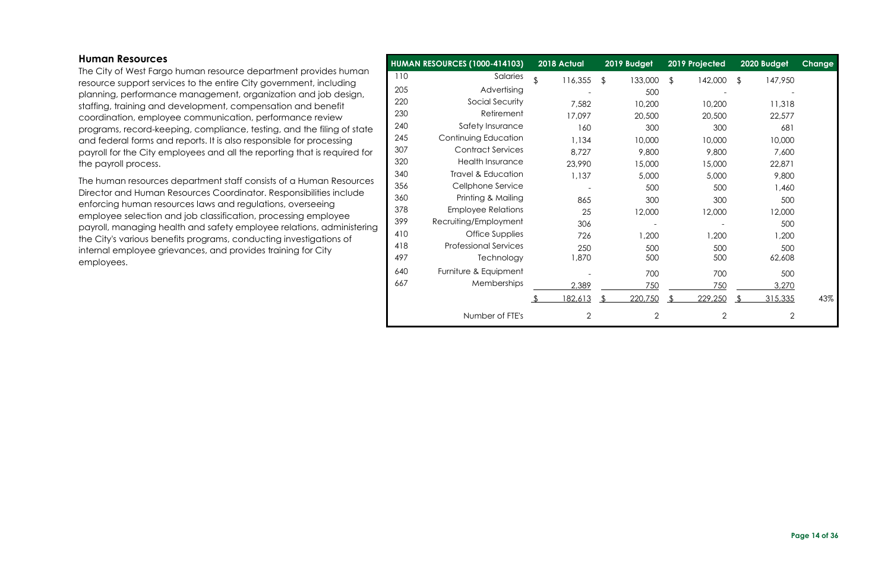## Human Resources

The City of West Fargo human resource department provides human resource support services to the entire City government, including planning, performance management, organization and job design, staffing, training and development, compensation and benefit coordination, employee communication, performance review programs, record-keeping, compliance, testing, and the filing of state and federal forms and reports. It is also responsible for processing payroll for the City employees and all the reporting that is required for the payroll process.

The human resources department staff consists of a Human Resources Director and Human Resources Coordinator. Responsibilities include enforcing human resources laws and regulations, overseeing employee selection and job classification, processing employee payroll, managing health and safety employee relations, administering the City's various benefits programs, conducting investigations of internal employee grievances, and provides training for City employees.

| HUMAN RESOURCES (1000-414103) | | 2018 Actual | 2019 Budget | 2019 Projected | 2020 Budget | Change |
|---|---|---|---|---|---|---|
| 110 | Salaries | $ 116,355 | $ 133,000 | $ 142,000 | $ 147,950 | |
| 205 | Advertising | - | 500 | - | - | |
| 220 | Social Security | 7,582 | 10,200 | 10,200 | 11,318 | |
| 230 | Retirement | 17,097 | 20,500 | 20,500 | 22,577 | |
| 240 | Safety Insurance | 160 | 300 | 300 | 681 | |
| 245 | Continuing Education | 1,134 | 10,000 | 10,000 | 10,000 | |
| 307 | Contract Services | 8,727 | 9,800 | 9,800 | 7,600 | |
| 320 | Health Insurance | 23,990 | 15,000 | 15,000 | 22,871 | |
| 340 | Travel & Education | 1,137 | 5,000 | 5,000 | 9,800 | |
| 356 | Cellphone Service | - | 500 | 500 | 1,460 | |
| 360 | Printing & Mailing | 865 | 300 | 300 | 500 | |
| 378 | Employee Relations | 25 | 12,000 | 12,000 | 12,000 | |
| 399 | Recruiting/Employment | 306 | - | - | 500 | |
| 410 | Office Supplies | 726 | 1,200 | 1,200 | 1,200 | |
| 418 | Professional Services | 250 | 500 | 500 | 500 | |
| 497 | Technology | 1,870 | 500 | 500 | 62,608 | |
| 640 | Furniture & Equipment | - | 700 | 700 | 500 | |
| 667 | Memberships | 2,389 | 750 | 750 | 3,270 | |
| | | $ 182,613 | $ 220,750 | $ 229,250 | $ 315,335 | 43% |
| | Number of FTE's | 2 | 2 | 2 | 2 | |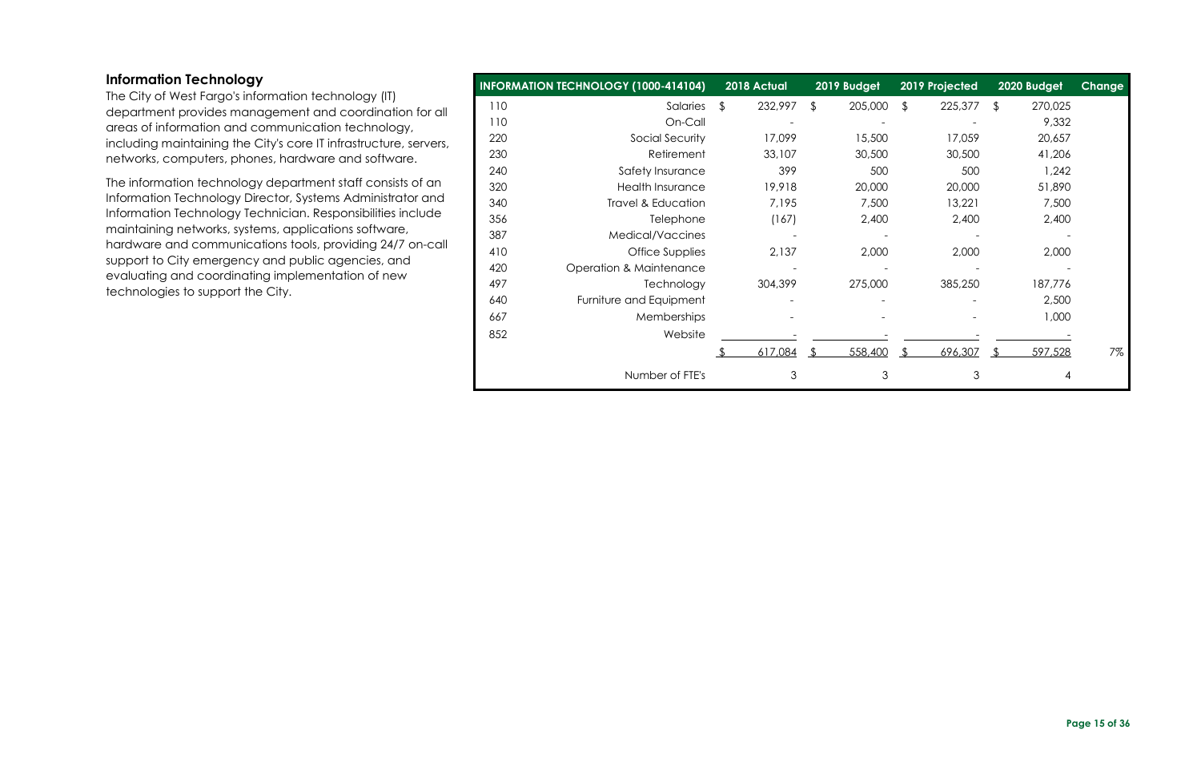## Information Technology

The City of West Fargo's information technology (IT) department provides management and coordination for all areas of information and communication technology, including maintaining the City's core IT infrastructure, servers, networks, computers, phones, hardware and software.

The information technology department staff consists of an Information Technology Director, Systems Administrator and Information Technology Technician. Responsibilities include maintaining networks, systems, applications software, hardware and communications tools, providing 24/7 on-call support to City emergency and public agencies, and evaluating and coordinating implementation of new technologies to support the City.

| | INFORMATION TECHNOLOGY (1000-414104) | 2018 Actual | 2019 Budget | 2019 Projected | 2020 Budget | Change |
|---|---|---|---|---|---|---|
| 110 | Salaries | $ 232,997 | $ 205,000 | $ 225,377 | $ 270,025 | |
| 110 | On-Call | - | - | - | 9,332 | |
| 220 | Social Security | 17,099 | 15,500 | 17,059 | 20,657 | |
| 230 | Retirement | 33,107 | 30,500 | 30,500 | 41,206 | |
| 240 | Safety Insurance | 399 | 500 | 500 | 1,242 | |
| 320 | Health Insurance | 19,918 | 20,000 | 20,000 | 51,890 | |
| 340 | Travel & Education | 7,195 | 7,500 | 13,221 | 7,500 | |
| 356 | Telephone | (167) | 2,400 | 2,400 | 2,400 | |
| 387 | Medical/Vaccines | - | - | - | - | |
| 410 | Office Supplies | 2,137 | 2,000 | 2,000 | 2,000 | |
| 420 | Operation & Maintenance | - | - | - | - | |
| 497 | Technology | 304,399 | 275,000 | 385,250 | 187,776 | |
| 640 | Furniture and Equipment | - | - | - | 2,500 | |
| 667 | Memberships | - | - | - | 1,000 | |
| 852 | Website | - | - | - | - | |
| | | $ 617,084 | $ 558,400 | $ 696,307 | $ 597,528 | 7% |
| | Number of FTE's | 3 | 3 | 3 | 4 | |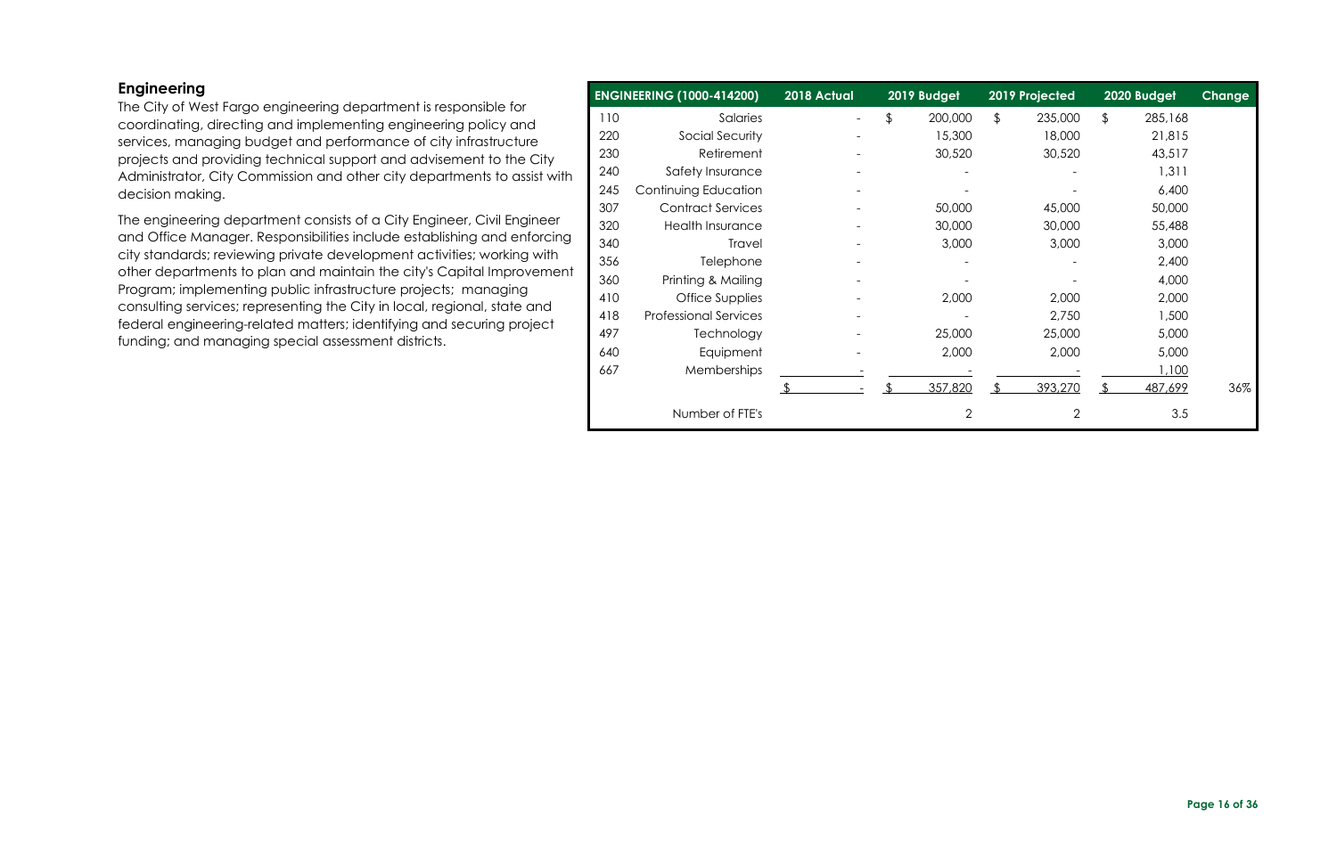## Engineering

The City of West Fargo engineering department is responsible for coordinating, directing and implementing engineering policy and services, managing budget and performance of city infrastructure projects and providing technical support and advisement to the City Administrator, City Commission and other city departments to assist with decision making.

The engineering department consists of a City Engineer, Civil Engineer and Office Manager. Responsibilities include establishing and enforcing city standards; reviewing private development activities; working with other departments to plan and maintain the city's Capital Improvement Program; implementing public infrastructure projects; managing consulting services; representing the City in local, regional, state and federal engineering-related matters; identifying and securing project funding; and managing special assessment districts.

| ENGINEERING (1000-414200) | | 2018 Actual | 2019 Budget | 2019 Projected | 2020 Budget | Change |
|---|---|---|---|---|---|---|
| 110 | Salaries | - | $ 200,000 | $ 235,000 | $ 285,168 | |
| 220 | Social Security | - | 15,300 | 18,000 | 21,815 | |
| 230 | Retirement | - | 30,520 | 30,520 | 43,517 | |
| 240 | Safety Insurance | - | - | - | 1,311 | |
| 245 | Continuing Education | - | - | - | 6,400 | |
| 307 | Contract Services | - | 50,000 | 45,000 | 50,000 | |
| 320 | Health Insurance | - | 30,000 | 30,000 | 55,488 | |
| 340 | Travel | - | 3,000 | 3,000 | 3,000 | |
| 356 | Telephone | - | - | - | 2,400 | |
| 360 | Printing & Mailing | - | - | - | 4,000 | |
| 410 | Office Supplies | - | 2,000 | 2,000 | 2,000 | |
| 418 | Professional Services | - | - | 2,750 | 1,500 | |
| 497 | Technology | - | 25,000 | 25,000 | 5,000 | |
| 640 | Equipment | - | 2,000 | 2,000 | 5,000 | |
| 667 | Memberships | - | - | - | 1,100 | |
| | | $ - | $ 357,820 | $ 393,270 | $ 487,699 | 36% |
| | Number of FTE's | | 2 | 2 | 3.5 | |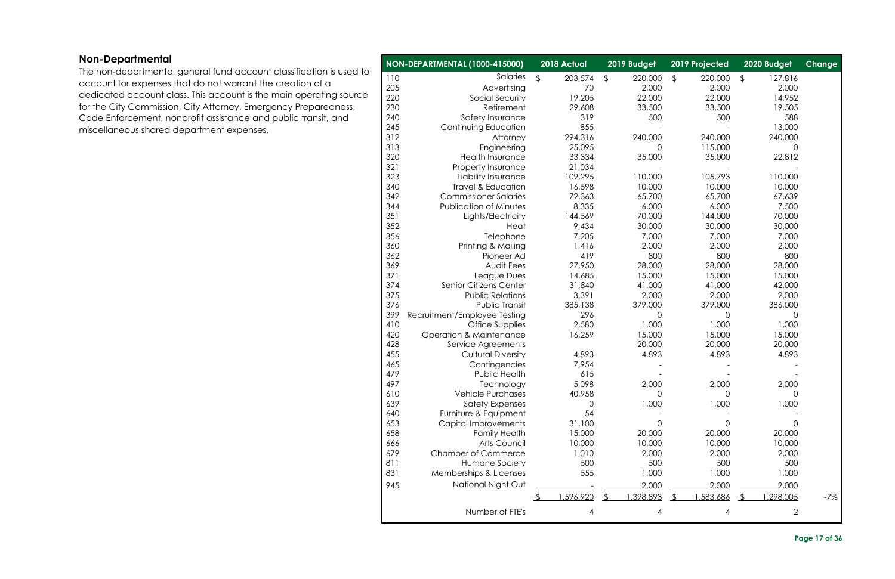## Non-Departmental

The non-departmental general fund account classification is used to account for expenses that do not warrant the creation of a dedicated account class. This account is the main operating source for the City Commission, City Attorney, Emergency Preparedness, Code Enforcement, nonprofit assistance and public transit, and miscellaneous shared department expenses.

| | NON-DEPARTMENTAL (1000-415000) | 2018 Actual | 2019 Budget | 2019 Projected | 2020 Budget | Change |
|---|---|---|---|---|---|---|
| 110 | Salaries | $ 203,574 | $ 220,000 | $ 220,000 | $ 127,816 | |
| 205 | Advertising | 70 | 2,000 | 2,000 | 2,000 | |
| 220 | Social Security | 19,205 | 22,000 | 22,000 | 14,952 | |
| 230 | Retirement | 29,608 | 33,500 | 33,500 | 19,505 | |
| 240 | Safety Insurance | 319 | 500 | 500 | 588 | |
| 245 | Continuing Education | 855 | - | - | 13,000 | |
| 312 | Attorney | 294,316 | 240,000 | 240,000 | 240,000 | |
| 313 | Engineering | 25,095 | 0 | 115,000 | 0 | |
| 320 | Health Insurance | 33,334 | 35,000 | 35,000 | 22,812 | |
| 321 | Property Insurance | 21,034 | - | - | - | |
| 323 | Liability Insurance | 109,295 | 110,000 | 105,793 | 110,000 | |
| 340 | Travel & Education | 16,598 | 10,000 | 10,000 | 10,000 | |
| 342 | Commissioner Salaries | 72,363 | 65,700 | 65,700 | 67,639 | |
| 344 | Publication of Minutes | 8,335 | 6,000 | 6,000 | 7,500 | |
| 351 | Lights/Electricity | 144,569 | 70,000 | 144,000 | 70,000 | |
| 352 | Heat | 9,434 | 30,000 | 30,000 | 30,000 | |
| 356 | Telephone | 7,205 | 7,000 | 7,000 | 7,000 | |
| 360 | Printing & Mailing | 1,416 | 2,000 | 2,000 | 2,000 | |
| 362 | Pioneer Ad | 419 | 800 | 800 | 800 | |
| 369 | Audit Fees | 27,950 | 28,000 | 28,000 | 28,000 | |
| 371 | League Dues | 14,685 | 15,000 | 15,000 | 15,000 | |
| 374 | Senior Citizens Center | 31,840 | 41,000 | 41,000 | 42,000 | |
| 375 | Public Relations | 3,391 | 2,000 | 2,000 | 2,000 | |
| 376 | Public Transit | 385,138 | 379,000 | 379,000 | 386,000 | |
| 399 | Recruitment/Employee Testing | 296 | 0 | 0 | 0 | |
| 410 | Office Supplies | 2,580 | 1,000 | 1,000 | 1,000 | |
| 420 | Operation & Maintenance | 16,259 | 15,000 | 15,000 | 15,000 | |
| 428 | Service Agreements | | 20,000 | 20,000 | 20,000 | |
| 455 | Cultural Diversity | 4,893 | 4,893 | 4,893 | 4,893 | |
| 465 | Contingencies | 7,954 | - | - | - | |
| 479 | Public Health | 615 | - | - | - | |
| 497 | Technology | 5,098 | 2,000 | 2,000 | 2,000 | |
| 610 | Vehicle Purchases | 40,958 | 0 | 0 | 0 | |
| 639 | Safety Expenses | 0 | 1,000 | 1,000 | 1,000 | |
| 640 | Furniture & Equipment | 54 | - | - | - | |
| 653 | Capital Improvements | 31,100 | 0 | 0 | 0 | |
| 658 | Family Health | 15,000 | 20,000 | 20,000 | 20,000 | |
| 666 | Arts Council | 10,000 | 10,000 | 10,000 | 10,000 | |
| 679 | Chamber of Commerce | 1,010 | 2,000 | 2,000 | 2,000 | |
| 811 | Humane Society | 500 | 500 | 500 | 500 | |
| 831 | Memberships & Licenses | 555 | 1,000 | 1,000 | 1,000 | |
| 945 | National Night Out | - | 2,000 | 2,000 | 2,000 | |
| | | $ 1,596,920 | $ 1,398,893 | $ 1,583,686 | $ 1,298,005 | -7% |
| | Number of FTE's | 4 | 4 | 4 | 2 | |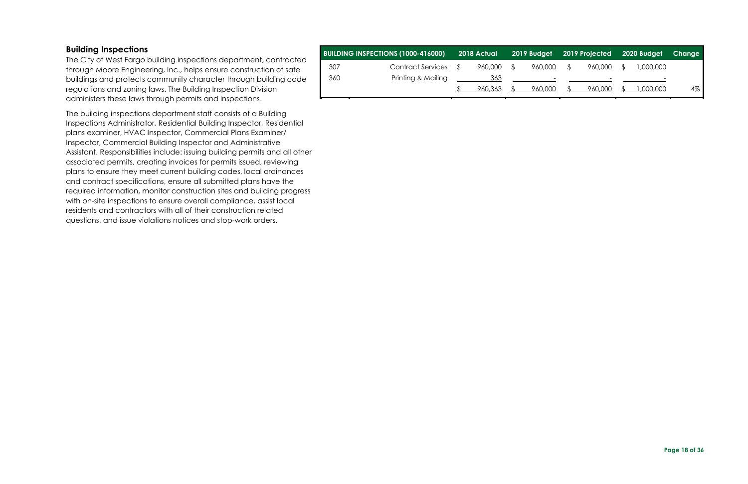## Building Inspections

The City of West Fargo building inspections department, contracted through Moore Engineering, Inc., helps ensure construction of safe buildings and protects community character through building code regulations and zoning laws. The Building Inspection Division administers these laws through permits and inspections.

The building inspections department staff consists of a Building Inspections Administrator, Residential Building Inspector, Residential plans examiner, HVAC Inspector, Commercial Plans Examiner/ Inspector, Commercial Building Inspector and Administrative Assistant. Responsibilities include: issuing building permits and all other associated permits, creating invoices for permits issued, reviewing plans to ensure they meet current building codes, local ordinances and contract specifications, ensure all submitted plans have the required information, monitor construction sites and building progress with on-site inspections to ensure overall compliance, assist local residents and contractors with all of their construction related questions, and issue violations notices and stop-work orders.

| BUILDING INSPECTIONS (1000-416000) | | 2018 Actual | 2019 Budget | 2019 Projected | 2020 Budget | Change |
|---|---|---|---|---|---|---|
| 307 | Contract Services | $ 960,000 | $ 960,000 | $ 960,000 | $ 1,000,000 | |
| 360 | Printing & Mailing | 363 | - | - | - | |
| | | $ 960,363 | $ 960,000 | $ 960,000 | $ 1,000,000 | 4% |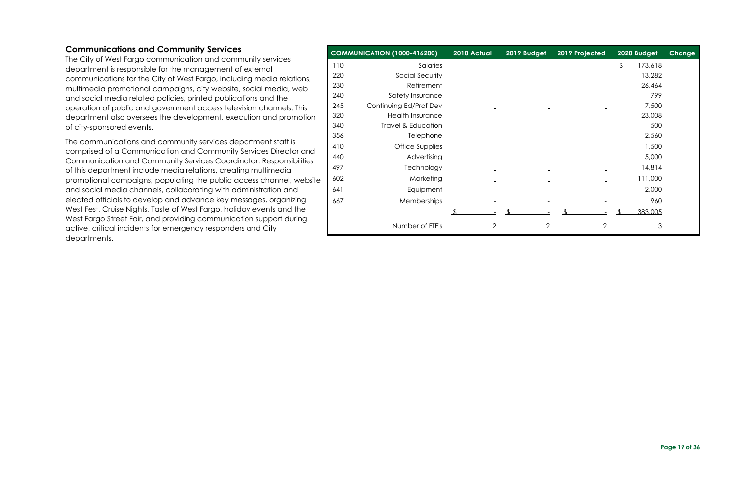## Communications and Community Services

The City of West Fargo communication and community services department is responsible for the management of external communications for the City of West Fargo, including media relations, multimedia promotional campaigns, city website, social media, web and social media related policies, printed publications and the operation of public and government access television channels. This department also oversees the development, execution and promotion of city-sponsored events.

The communications and community services department staff is comprised of a Communication and Community Services Director and Communication and Community Services Coordinator. Responsibilities of this department include media relations, creating multimedia promotional campaigns, populating the public access channel, website and social media channels, collaborating with administration and elected officials to develop and advance key messages, organizing West Fest, Cruise Nights, Taste of West Fargo, holiday events and the West Fargo Street Fair, and providing communication support during active, critical incidents for emergency responders and City departments.

| COMMUNICATION (1000-416200) | | 2018 Actual | 2019 Budget | 2019 Projected | 2020 Budget | Change |
|---|---|---|---|---|---|---|
| 110 | Salaries | - | - | - | $ 173,618 | |
| 220 | Social Security | - | - | - | 13,282 | |
| 230 | Retirement | - | - | - | 26,464 | |
| 240 | Safety Insurance | - | - | - | 799 | |
| 245 | Continuing Ed/Prof Dev | - | - | - | 7,500 | |
| 320 | Health Insurance | - | - | - | 23,008 | |
| 340 | Travel & Education | - | - | - | 500 | |
| 356 | Telephone | - | - | - | 2,560 | |
| 410 | Office Supplies | - | - | - | 1,500 | |
| 440 | Advertising | - | - | - | 5,000 | |
| 497 | Technology | - | - | - | 14,814 | |
| 602 | Marketing | - | - | - | 111,000 | |
| 641 | Equipment | - | - | - | 2,000 | |
| 667 | Memberships | - | - | - | 960 | |
| | | $ - | $ - | $ - | $ 383,005 | |
| | Number of FTE's | 2 | 2 | 2 | 3 | |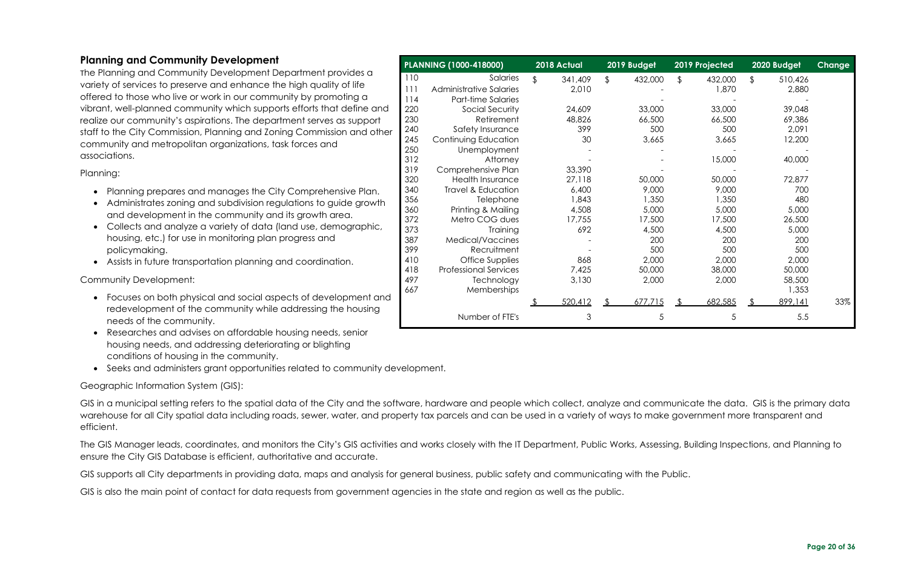## Planning and Community Development

The Planning and Community Development Department provides a variety of services to preserve and enhance the high quality of life offered to those who live or work in our community by promoting a vibrant, well-planned community which supports efforts that define and realize our community's aspirations. The department serves as support staff to the City Commission, Planning and Zoning Commission and other community and metropolitan organizations, task forces and associations.

Planning:

- Planning prepares and manages the City Comprehensive Plan.
- Administrates zoning and subdivision regulations to guide growth and development in the community and its growth area.
- Collects and analyze a variety of data (land use, demographic, housing, etc.) for use in monitoring plan progress and policymaking.
- Assists in future transportation planning and coordination.

Community Development:

- Focuses on both physical and social aspects of development and redevelopment of the community while addressing the housing needs of the community.
- Researches and advises on affordable housing needs, senior housing needs, and addressing deteriorating or blighting conditions of housing in the community.
- Seeks and administers grant opportunities related to community development.

| | PLANNING (1000-418000) | 2018 Actual | 2019 Budget | 2019 Projected | 2020 Budget | Change |
|---|---|---|---|---|---|---|
| 110 | Salaries | $ 341,409 | $ 432,000 | $ 432,000 | $ 510,426 | |
| 111 | Administrative Salaries | 2,010 | - | 1,870 | 2,880 | |
| 114 | Part-time Salaries | | - | - | - | |
| 220 | Social Security | 24,609 | 33,000 | 33,000 | 39,048 | |
| 230 | Retirement | 48,826 | 66,500 | 66,500 | 69,386 | |
| 240 | Safety Insurance | 399 | 500 | 500 | 2,091 | |
| 245 | Continuing Education | 30 | 3,665 | 3,665 | 12,200 | |
| 250 | Unemployment | - | - | - | - | |
| 312 | Attorney | - | - | 15,000 | 40,000 | |
| 319 | Comprehensive Plan | 33,390 | - | - | - | |
| 320 | Health Insurance | 27,118 | 50,000 | 50,000 | 72,877 | |
| 340 | Travel & Education | 6,400 | 9,000 | 9,000 | 700 | |
| 356 | Telephone | 1,843 | 1,350 | 1,350 | 480 | |
| 360 | Printing & Mailing | 4,508 | 5,000 | 5,000 | 5,000 | |
| 372 | Metro COG dues | 17,755 | 17,500 | 17,500 | 26,500 | |
| 373 | Training | 692 | 4,500 | 4,500 | 5,000 | |
| 387 | Medical/Vaccines | - | 200 | 200 | 200 | |
| 399 | Recruitment | - | 500 | 500 | 500 | |
| 410 | Office Supplies | 868 | 2,000 | 2,000 | 2,000 | |
| 418 | Professional Services | 7,425 | 50,000 | 38,000 | 50,000 | |
| 497 | Technology | 3,130 | 2,000 | 2,000 | 58,500 | |
| 667 | Memberships | | | | 1,353 | |
| | | $ 520,412 | $ 677,715 | $ 682,585 | $ 899,141 | 33% |
| | Number of FTE's | 3 | 5 | 5 | 5.5 | |

Geographic Information System (GIS):

GIS in a municipal setting refers to the spatial data of the City and the software, hardware and people which collect, analyze and communicate the data. GIS is the primary data warehouse for all City spatial data including roads, sewer, water, and property tax parcels and can be used in a variety of ways to make government more transparent and efficient.

The GIS Manager leads, coordinates, and monitors the City's GIS activities and works closely with the IT Department, Public Works, Assessing, Building Inspections, and Planning to ensure the City GIS Database is efficient, authoritative and accurate.

GIS supports all City departments in providing data, maps and analysis for general business, public safety and communicating with the Public.

GIS is also the main point of contact for data requests from government agencies in the state and region as well as the public.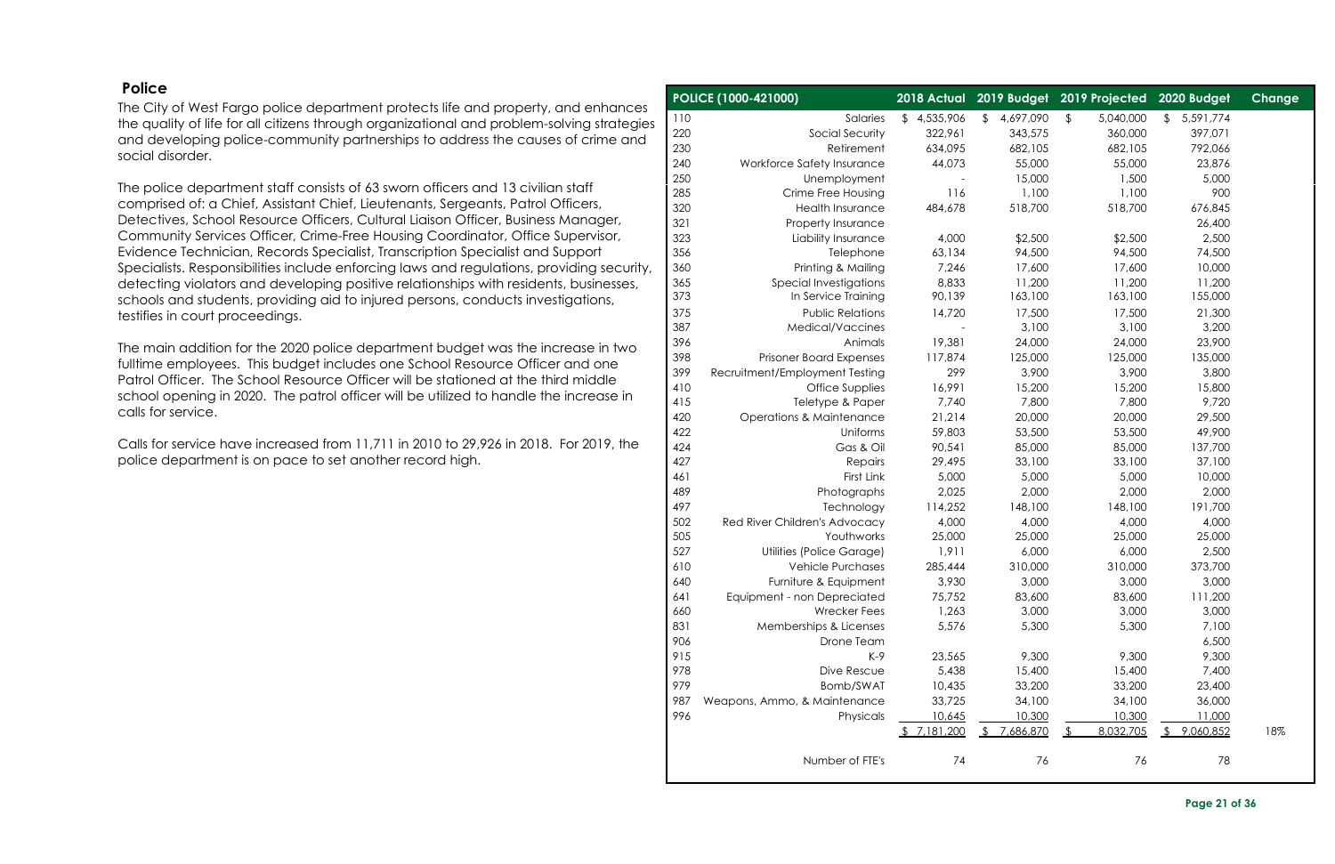## Police

The City of West Fargo police department protects life and property, and enhances the quality of life for all citizens through organizational and problem-solving strategies and developing police-community partnerships to address the causes of crime and social disorder.

The police department staff consists of 63 sworn officers and 13 civilian staff comprised of: a Chief, Assistant Chief, Lieutenants, Sergeants, Patrol Officers, Detectives, School Resource Officers, Cultural Liaison Officer, Business Manager, Community Services Officer, Crime-Free Housing Coordinator, Office Supervisor, Evidence Technician, Records Specialist, Transcription Specialist and Support Specialists. Responsibilities include enforcing laws and regulations, providing security, detecting violators and developing positive relationships with residents, businesses, schools and students, providing aid to injured persons, conducts investigations, testifies in court proceedings.

The main addition for the 2020 police department budget was the increase in two fulltime employees. This budget includes one School Resource Officer and one Patrol Officer. The School Resource Officer will be stationed at the third middle school opening in 2020. The patrol officer will be utilized to handle the increase in calls for service.

Calls for service have increased from 11,711 in 2010 to 29,926 in 2018. For 2019, the police department is on pace to set another record high.

| POLICE (1000-421000) | | 2018 Actual | 2019 Budget | 2019 Projected | 2020 Budget | Change |
|---|---|---|---|---|---|---|
| 110 | Salaries | $ 4,535,906 | $ 4,697,090 | $ 5,040,000 | $ 5,591,774 | |
| 220 | Social Security | 322,961 | 343,575 | 360,000 | 397,071 | |
| 230 | Retirement | 634,095 | 682,105 | 682,105 | 792,066 | |
| 240 | Workforce Safety Insurance | 44,073 | 55,000 | 55,000 | 23,876 | |
| 250 | Unemployment | - | 15,000 | 1,500 | 5,000 | |
| 285 | Crime Free Housing | 116 | 1,100 | 1,100 | 900 | |
| 320 | Health Insurance | 484,678 | 518,700 | 518,700 | 676,845 | |
| 321 | Property Insurance | | | | 26,400 | |
| 323 | Liability Insurance | 4,000 | $2,500 | $2,500 | 2,500 | |
| 356 | Telephone | 63,134 | 94,500 | 94,500 | 74,500 | |
| 360 | Printing & Mailing | 7,246 | 17,600 | 17,600 | 10,000 | |
| 365 | Special Investigations | 8,833 | 11,200 | 11,200 | 11,200 | |
| 373 | In Service Training | 90,139 | 163,100 | 163,100 | 155,000 | |
| 375 | Public Relations | 14,720 | 17,500 | 17,500 | 21,300 | |
| 387 | Medical/Vaccines | - | 3,100 | 3,100 | 3,200 | |
| 396 | Animals | 19,381 | 24,000 | 24,000 | 23,900 | |
| 398 | Prisoner Board Expenses | 117,874 | 125,000 | 125,000 | 135,000 | |
| 399 | Recruitment/Employment Testing | 299 | 3,900 | 3,900 | 3,800 | |
| 410 | Office Supplies | 16,991 | 15,200 | 15,200 | 15,800 | |
| 415 | Teletype & Paper | 7,740 | 7,800 | 7,800 | 9,720 | |
| 420 | Operations & Maintenance | 21,214 | 20,000 | 20,000 | 29,500 | |
| 422 | Uniforms | 59,803 | 53,500 | 53,500 | 49,900 | |
| 424 | Gas & Oil | 90,541 | 85,000 | 85,000 | 137,700 | |
| 427 | Repairs | 29,495 | 33,100 | 33,100 | 37,100 | |
| 461 | First Link | 5,000 | 5,000 | 5,000 | 10,000 | |
| 489 | Photographs | 2,025 | 2,000 | 2,000 | 2,000 | |
| 497 | Technology | 114,252 | 148,100 | 148,100 | 191,700 | |
| 502 | Red River Children's Advocacy | 4,000 | 4,000 | 4,000 | 4,000 | |
| 505 | Youthworks | 25,000 | 25,000 | 25,000 | 25,000 | |
| 527 | Utilities (Police Garage) | 1,911 | 6,000 | 6,000 | 2,500 | |
| 610 | Vehicle Purchases | 285,444 | 310,000 | 310,000 | 373,700 | |
| 640 | Furniture & Equipment | 3,930 | 3,000 | 3,000 | 3,000 | |
| 641 | Equipment - non Depreciated | 75,752 | 83,600 | 83,600 | 111,200 | |
| 660 | Wrecker Fees | 1,263 | 3,000 | 3,000 | 3,000 | |
| 831 | Memberships & Licenses | 5,576 | 5,300 | 5,300 | 7,100 | |
| 906 | Drone Team | | | | 6,500 | |
| 915 | K-9 | 23,565 | 9,300 | 9,300 | 9,300 | |
| 978 | Dive Rescue | 5,438 | 15,400 | 15,400 | 7,400 | |
| 979 | Bomb/SWAT | 10,435 | 33,200 | 33,200 | 23,400 | |
| 987 | Weapons, Ammo, & Maintenance | 33,725 | 34,100 | 34,100 | 36,000 | |
| 996 | Physicals | 10,645 | 10,300 | 10,300 | 11,000 | |
| | | $ 7,181,200 | $ 7,686,870 | $ 8,032,705 | $ 9,060,852 | 18% |
| | Number of FTE's | 74 | 76 | 76 | 78 | |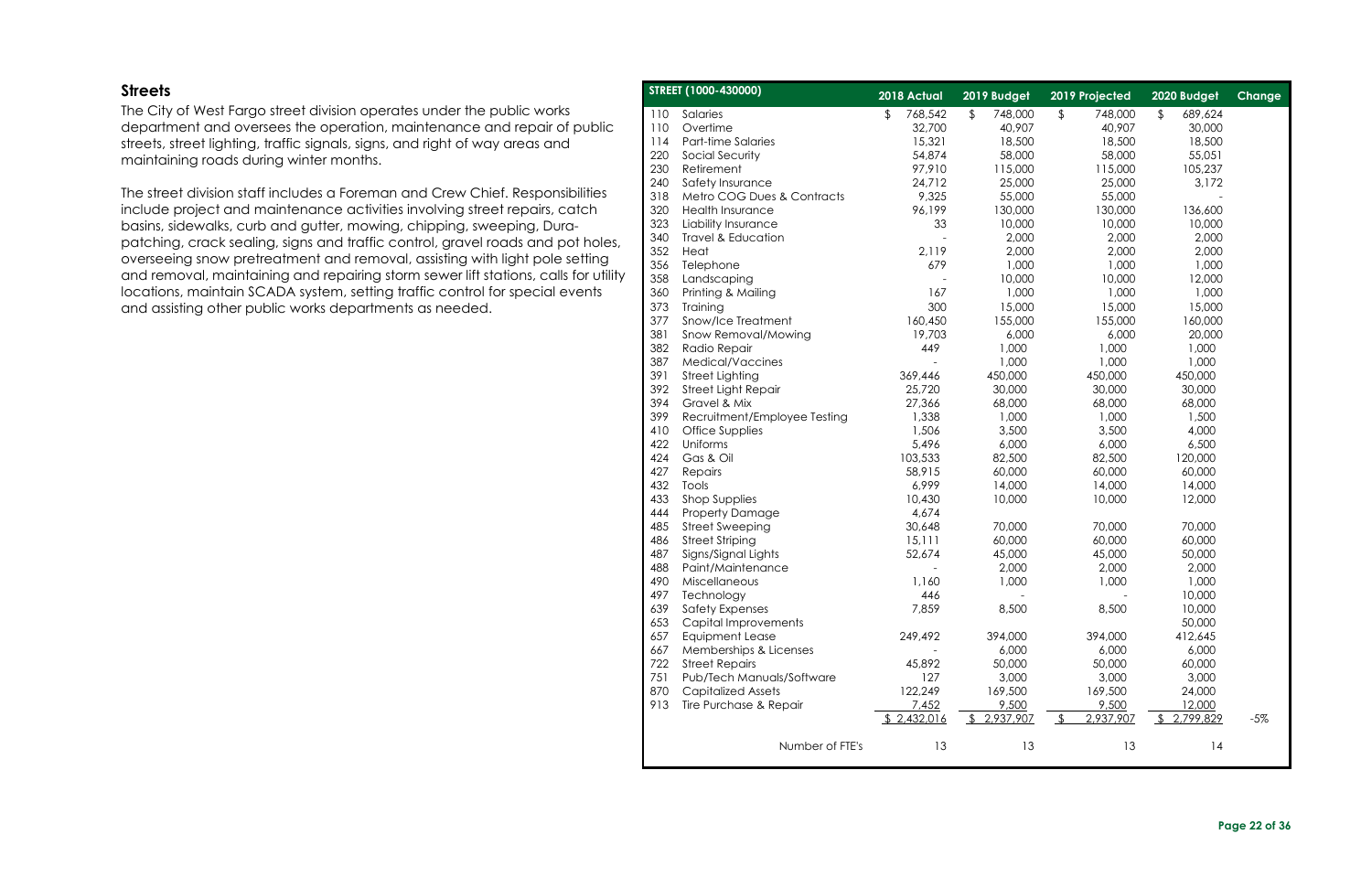## Streets

The City of West Fargo street division operates under the public works department and oversees the operation, maintenance and repair of public streets, street lighting, traffic signals, signs, and right of way areas and maintaining roads during winter months.

The street division staff includes a Foreman and Crew Chief. Responsibilities include project and maintenance activities involving street repairs, catch basins, sidewalks, curb and gutter, mowing, chipping, sweeping, Dura-patching, crack sealing, signs and traffic control, gravel roads and pot holes, overseeing snow pretreatment and removal, assisting with light pole setting and removal, maintaining and repairing storm sewer lift stations, calls for utility locations, maintain SCADA system, setting traffic control for special events and assisting other public works departments as needed.

| | STREET (1000-430000) | 2018 Actual | 2019 Budget | 2019 Projected | 2020 Budget | Change |
|---|---|---|---|---|---|---|
| 110 | Salaries | $ 768,542 | $ 748,000 | $ 748,000 | $ 689,624 | |
| 110 | Overtime | 32,700 | 40,907 | 40,907 | 30,000 | |
| 114 | Part-time Salaries | 15,321 | 18,500 | 18,500 | 18,500 | |
| 220 | Social Security | 54,874 | 58,000 | 58,000 | 55,051 | |
| 230 | Retirement | 97,910 | 115,000 | 115,000 | 105,237 | |
| 240 | Safety Insurance | 24,712 | 25,000 | 25,000 | 3,172 | |
| 318 | Metro COG Dues & Contracts | 9,325 | 55,000 | 55,000 | - | |
| 320 | Health Insurance | 96,199 | 130,000 | 130,000 | 136,600 | |
| 323 | Liability Insurance | 33 | 10,000 | 10,000 | 10,000 | |
| 340 | Travel & Education | - | 2,000 | 2,000 | 2,000 | |
| 352 | Heat | 2,119 | 2,000 | 2,000 | 2,000 | |
| 356 | Telephone | 679 | 1,000 | 1,000 | 1,000 | |
| 358 | Landscaping | - | 10,000 | 10,000 | 12,000 | |
| 360 | Printing & Mailing | 167 | 1,000 | 1,000 | 1,000 | |
| 373 | Training | 300 | 15,000 | 15,000 | 15,000 | |
| 377 | Snow/Ice Treatment | 160,450 | 155,000 | 155,000 | 160,000 | |
| 381 | Snow Removal/Mowing | 19,703 | 6,000 | 6,000 | 20,000 | |
| 382 | Radio Repair | 449 | 1,000 | 1,000 | 1,000 | |
| 387 | Medical/Vaccines | - | 1,000 | 1,000 | 1,000 | |
| 391 | Street Lighting | 369,446 | 450,000 | 450,000 | 450,000 | |
| 392 | Street Light Repair | 25,720 | 30,000 | 30,000 | 30,000 | |
| 394 | Gravel & Mix | 27,366 | 68,000 | 68,000 | 68,000 | |
| 399 | Recruitment/Employee Testing | 1,338 | 1,000 | 1,000 | 1,500 | |
| 410 | Office Supplies | 1,506 | 3,500 | 3,500 | 4,000 | |
| 422 | Uniforms | 5,496 | 6,000 | 6,000 | 6,500 | |
| 424 | Gas & Oil | 103,533 | 82,500 | 82,500 | 120,000 | |
| 427 | Repairs | 58,915 | 60,000 | 60,000 | 60,000 | |
| 432 | Tools | 6,999 | 14,000 | 14,000 | 14,000 | |
| 433 | Shop Supplies | 10,430 | 10,000 | 10,000 | 12,000 | |
| 444 | Property Damage | 4,674 | | | | |
| 485 | Street Sweeping | 30,648 | 70,000 | 70,000 | 70,000 | |
| 486 | Street Striping | 15,111 | 60,000 | 60,000 | 60,000 | |
| 487 | Signs/Signal Lights | 52,674 | 45,000 | 45,000 | 50,000 | |
| 488 | Paint/Maintenance | - | 2,000 | 2,000 | 2,000 | |
| 490 | Miscellaneous | 1,160 | 1,000 | 1,000 | 1,000 | |
| 497 | Technology | 446 | - | - | 10,000 | |
| 639 | Safety Expenses | 7,859 | 8,500 | 8,500 | 10,000 | |
| 653 | Capital Improvements | | | | 50,000 | |
| 657 | Equipment Lease | 249,492 | 394,000 | 394,000 | 412,645 | |
| 667 | Memberships & Licenses | - | 6,000 | 6,000 | 6,000 | |
| 722 | Street Repairs | 45,892 | 50,000 | 50,000 | 60,000 | |
| 751 | Pub/Tech Manuals/Software | 127 | 3,000 | 3,000 | 3,000 | |
| 870 | Capitalized Assets | 122,249 | 169,500 | 169,500 | 24,000 | |
| 913 | Tire Purchase & Repair | 7,452 | 9,500 | 9,500 | 12,000 | |
| | | $ 2,432,016 | $ 2,937,907 | $ 2,937,907 | $ 2,799,829 | -5% |
| | Number of FTE's | 13 | 13 | 13 | 14 | |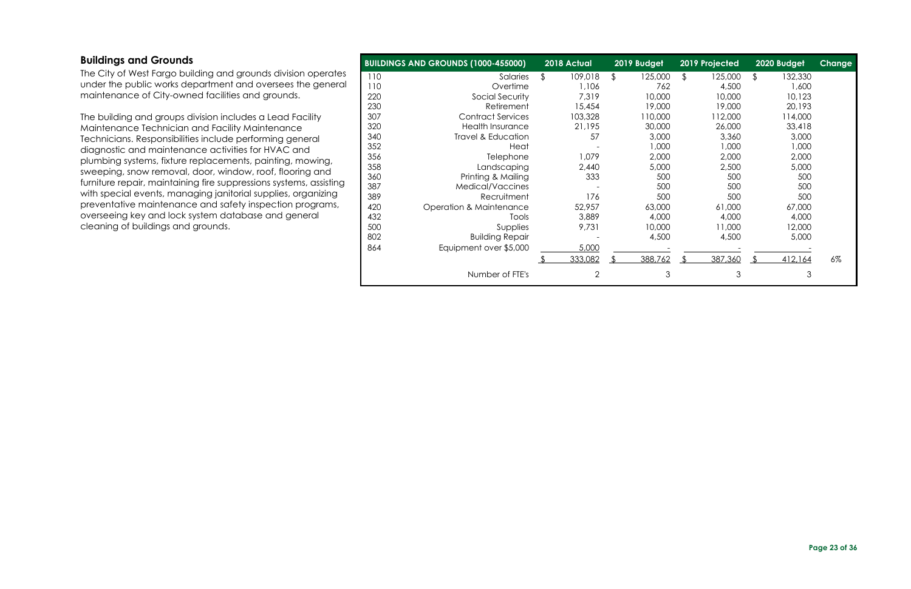## Buildings and Grounds

The City of West Fargo building and grounds division operates under the public works department and oversees the general maintenance of City-owned facilities and grounds.

The building and groups division includes a Lead Facility Maintenance Technician and Facility Maintenance Technicians. Responsibilities include performing general diagnostic and maintenance activities for HVAC and plumbing systems, fixture replacements, painting, mowing, sweeping, snow removal, door, window, roof, flooring and furniture repair, maintaining fire suppressions systems, assisting with special events, managing janitorial supplies, organizing preventative maintenance and safety inspection programs, overseeing key and lock system database and general cleaning of buildings and grounds.

| BUILDINGS AND GROUNDS (1000-455000) | | 2018 Actual | 2019 Budget | 2019 Projected | 2020 Budget | Change |
|---|---|---|---|---|---|---|
| 110 | Salaries | $ 109,018 | $ 125,000 | $ 125,000 | $ 132,330 | |
| 110 | Overtime | 1,106 | 762 | 4,500 | 1,600 | |
| 220 | Social Security | 7,319 | 10,000 | 10,000 | 10,123 | |
| 230 | Retirement | 15,454 | 19,000 | 19,000 | 20,193 | |
| 307 | Contract Services | 103,328 | 110,000 | 112,000 | 114,000 | |
| 320 | Health Insurance | 21,195 | 30,000 | 26,000 | 33,418 | |
| 340 | Travel & Education | 57 | 3,000 | 3,360 | 3,000 | |
| 352 | Heat | - | 1,000 | 1,000 | 1,000 | |
| 356 | Telephone | 1,079 | 2,000 | 2,000 | 2,000 | |
| 358 | Landscaping | 2,440 | 5,000 | 2,500 | 5,000 | |
| 360 | Printing & Mailing | 333 | 500 | 500 | 500 | |
| 387 | Medical/Vaccines | - | 500 | 500 | 500 | |
| 389 | Recruitment | 176 | 500 | 500 | 500 | |
| 420 | Operation & Maintenance | 52,957 | 63,000 | 61,000 | 67,000 | |
| 432 | Tools | 3,889 | 4,000 | 4,000 | 4,000 | |
| 500 | Supplies | 9,731 | 10,000 | 11,000 | 12,000 | |
| 802 | Building Repair | - | 4,500 | 4,500 | 5,000 | |
| 864 | Equipment over $5,000 | 5,000 | - | - | - | |
| | | $ 333,082 | $ 388,762 | $ 387,360 | $ 412,164 | 6% |
| | Number of FTE's | 2 | 3 | 3 | 3 | |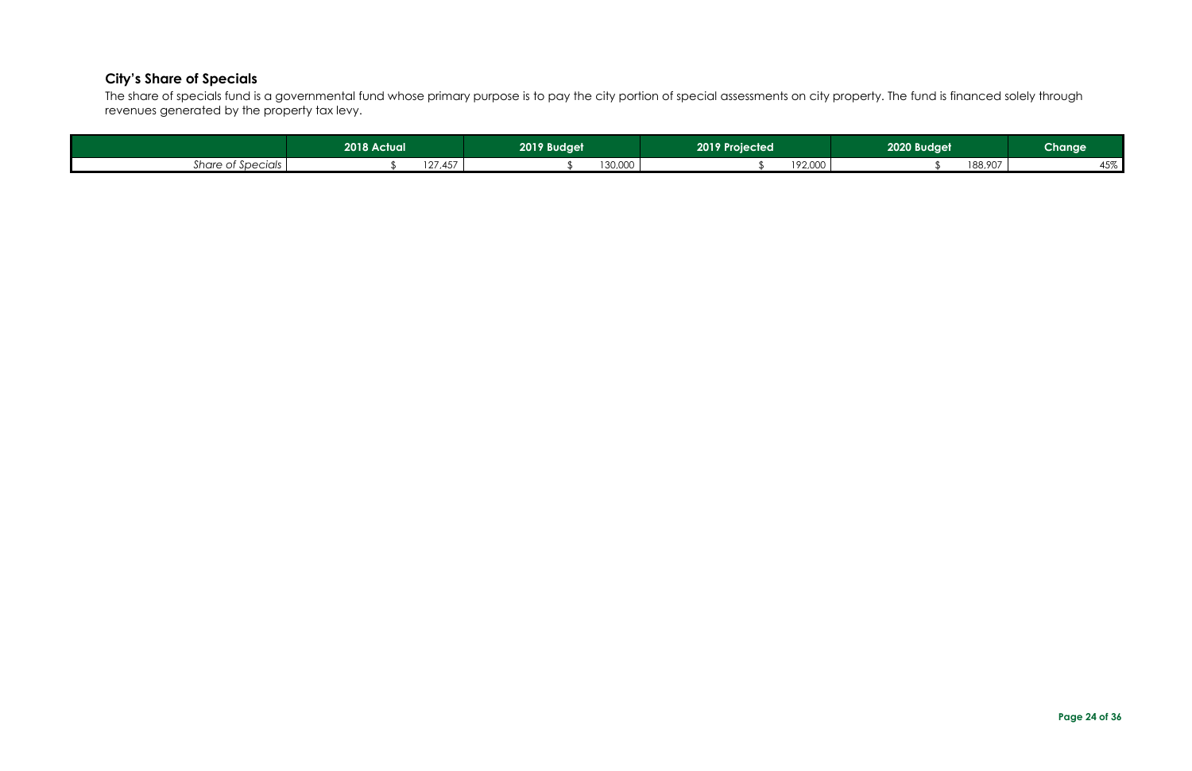## City's Share of Specials

The share of specials fund is a governmental fund whose primary purpose is to pay the city portion of special assessments on city property. The fund is financed solely through revenues generated by the property tax levy.

| | 2018 Actual | 2019 Budget | 2019 Projected | 2020 Budget | Change |
|---|---|---|---|---|---|
| *Share of Specials* | $ 127,457 | $ 130,000 | $ 192,000 | $ 188,907 | 45% |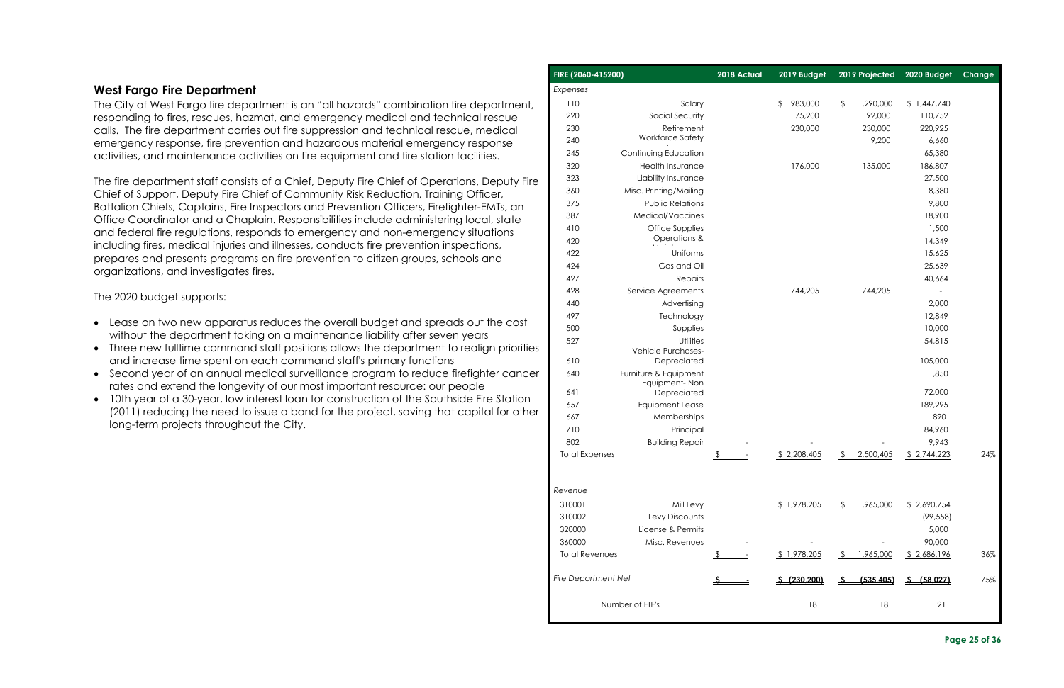## West Fargo Fire Department

The City of West Fargo fire department is an "all hazards" combination fire department, responding to fires, rescues, hazmat, and emergency medical and technical rescue calls. The fire department carries out fire suppression and technical rescue, medical emergency response, fire prevention and hazardous material emergency response activities, and maintenance activities on fire equipment and fire station facilities.

The fire department staff consists of a Chief, Deputy Fire Chief of Operations, Deputy Fire Chief of Support, Deputy Fire Chief of Community Risk Reduction, Training Officer, Battalion Chiefs, Captains, Fire Inspectors and Prevention Officers, Firefighter-EMTs, an Office Coordinator and a Chaplain. Responsibilities include administering local, state and federal fire regulations, responds to emergency and non-emergency situations including fires, medical injuries and illnesses, conducts fire prevention inspections, prepares and presents programs on fire prevention to citizen groups, schools and organizations, and investigates fires.

The 2020 budget supports:

- Lease on two new apparatus reduces the overall budget and spreads out the cost without the department taking on a maintenance liability after seven years
- Three new fulltime command staff positions allows the department to realign priorities and increase time spent on each command staff's primary functions
- Second year of an annual medical surveillance program to reduce firefighter cancer rates and extend the longevity of our most important resource: our people
- 10th year of a 30-year, low interest loan for construction of the Southside Fire Station (2011) reducing the need to issue a bond for the project, saving that capital for other long-term projects throughout the City.

| FIRE (2060-415200) | | 2018 Actual | 2019 Budget | 2019 Projected | 2020 Budget | Change |
|---|---|---|---|---|---|---|
| *Expenses* | | | | | | |
| 110 | Salary | | $ 983,000 | $ 1,290,000 | $ 1,447,740 | |
| 220 | Social Security | | 75,200 | 92,000 | 110,752 | |
| 230 | Retirement | | 230,000 | 230,000 | 220,925 | |
| 240 | Workforce Safety | | | 9,200 | 6,660 | |
| 245 | Continuing Education | | | | 65,380 | |
| 320 | Health Insurance | | 176,000 | 135,000 | 186,807 | |
| 323 | Liability Insurance | | | | 27,500 | |
| 360 | Misc. Printing/Mailing | | | | 8,380 | |
| 375 | Public Relations | | | | 9,800 | |
| 387 | Medical/Vaccines | | | | 18,900 | |
| 410 | Office Supplies | | | | 1,500 | |
| 420 | Operations & | | | | 14,349 | |
| 422 | Uniforms | | | | 15,625 | |
| 424 | Gas and Oil | | | | 25,639 | |
| 427 | Repairs | | | | 40,664 | |
| 428 | Service Agreements | | 744,205 | 744,205 | - | |
| 440 | Advertising | | | | 2,000 | |
| 497 | Technology | | | | 12,849 | |
| 500 | Supplies | | | | 10,000 | |
| 527 | Utilities | | | | 54,815 | |
| 610 | Vehicle Purchases-Depreciated | | | | 105,000 | |
| 640 | Furniture & Equipment | | | | 1,850 | |
| 641 | Equipment- Non Depreciated | | | | 72,000 | |
| 657 | Equipment Lease | | | | 189,295 | |
| 667 | Memberships | | | | 890 | |
| 710 | Principal | | | | 84,960 | |
| 802 | Building Repair | - | - | - | 9,943 | |
| Total Expenses | | $ - | $ 2,208,405 | $ 2,500,405 | $ 2,744,223 | 24% |
| *Revenue* | | | | | | |
| 310001 | Mill Levy | | $ 1,978,205 | $ 1,965,000 | $ 2,690,754 | |
| 310002 | Levy Discounts | | | | (99,558) | |
| 320000 | License & Permits | | | | 5,000 | |
| 360000 | Misc. Revenues | - | - | - | 90,000 | |
| Total Revenues | | $ - | $ 1,978,205 | $ 1,965,000 | $ 2,686,196 | 36% |
| *Fire Department Net* | | $ - | $ (230,200) | $ (535,405) | $ (58,027) | 75% |
| Number of FTE's | | | 18 | 18 | 21 | |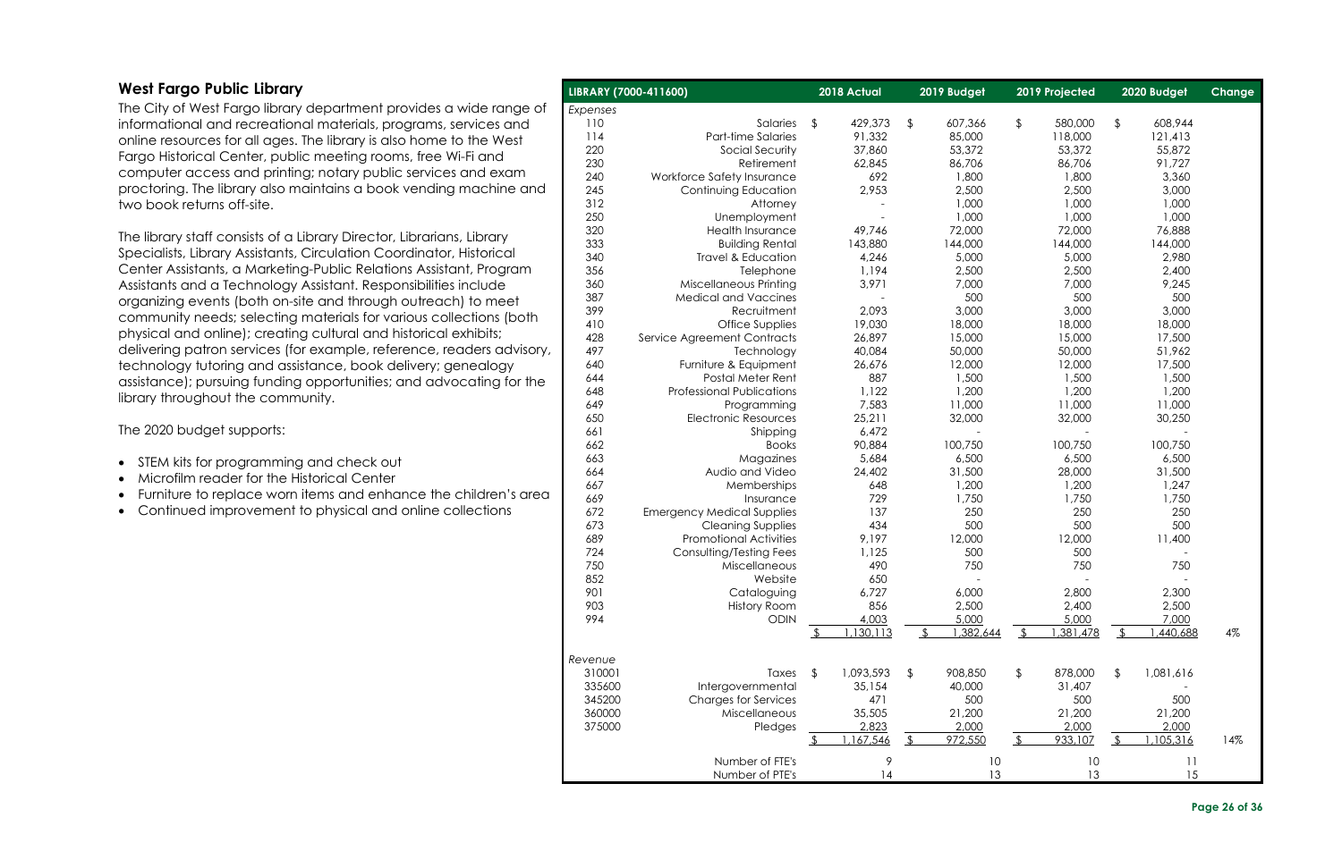## West Fargo Public Library

The City of West Fargo library department provides a wide range of informational and recreational materials, programs, services and online resources for all ages. The library is also home to the West Fargo Historical Center, public meeting rooms, free Wi-Fi and computer access and printing; notary public services and exam proctoring. The library also maintains a book vending machine and two book returns off-site.

The library staff consists of a Library Director, Librarians, Library Specialists, Library Assistants, Circulation Coordinator, Historical Center Assistants, a Marketing-Public Relations Assistant, Program Assistants and a Technology Assistant. Responsibilities include organizing events (both on-site and through outreach) to meet community needs; selecting materials for various collections (both physical and online); creating cultural and historical exhibits; delivering patron services (for example, reference, readers advisory, technology tutoring and assistance, book delivery; genealogy assistance); pursuing funding opportunities; and advocating for the library throughout the community.

The 2020 budget supports:

- STEM kits for programming and check out
- Microfilm reader for the Historical Center
- Furniture to replace worn items and enhance the children's area
- Continued improvement to physical and online collections

| LIBRARY (7000-411600) | | 2018 Actual | 2019 Budget | 2019 Projected | 2020 Budget | Change |
|---|---|---|---|---|---|---|
| *Expenses* | | | | | | |
| 110 | Salaries | $ 429,373 | $ 607,366 | $ 580,000 | $ 608,944 | |
| 114 | Part-time Salaries | 91,332 | 85,000 | 118,000 | 121,413 | |
| 220 | Social Security | 37,860 | 53,372 | 53,372 | 55,872 | |
| 230 | Retirement | 62,845 | 86,706 | 86,706 | 91,727 | |
| 240 | Workforce Safety Insurance | 692 | 1,800 | 1,800 | 3,360 | |
| 245 | Continuing Education | 2,953 | 2,500 | 2,500 | 3,000 | |
| 312 | Attorney | - | 1,000 | 1,000 | 1,000 | |
| 250 | Unemployment | - | 1,000 | 1,000 | 1,000 | |
| 320 | Health Insurance | 49,746 | 72,000 | 72,000 | 76,888 | |
| 333 | Building Rental | 143,880 | 144,000 | 144,000 | 144,000 | |
| 340 | Travel & Education | 4,246 | 5,000 | 5,000 | 2,980 | |
| 356 | Telephone | 1,194 | 2,500 | 2,500 | 2,400 | |
| 360 | Miscellaneous Printing | 3,971 | 7,000 | 7,000 | 9,245 | |
| 387 | Medical and Vaccines | - | 500 | 500 | 500 | |
| 399 | Recruitment | 2,093 | 3,000 | 3,000 | 3,000 | |
| 410 | Office Supplies | 19,030 | 18,000 | 18,000 | 18,000 | |
| 428 | Service Agreement Contracts | 26,897 | 15,000 | 15,000 | 17,500 | |
| 497 | Technology | 40,084 | 50,000 | 50,000 | 51,962 | |
| 640 | Furniture & Equipment | 26,676 | 12,000 | 12,000 | 17,500 | |
| 644 | Postal Meter Rent | 887 | 1,500 | 1,500 | 1,500 | |
| 648 | Professional Publications | 1,122 | 1,200 | 1,200 | 1,200 | |
| 649 | Programming | 7,583 | 11,000 | 11,000 | 11,000 | |
| 650 | Electronic Resources | 25,211 | 32,000 | 32,000 | 30,250 | |
| 661 | Shipping | 6,472 | - | - | - | |
| 662 | Books | 90,884 | 100,750 | 100,750 | 100,750 | |
| 663 | Magazines | 5,684 | 6,500 | 6,500 | 6,500 | |
| 664 | Audio and Video | 24,402 | 31,500 | 28,000 | 31,500 | |
| 667 | Memberships | 648 | 1,200 | 1,200 | 1,247 | |
| 669 | Insurance | 729 | 1,750 | 1,750 | 1,750 | |
| 672 | Emergency Medical Supplies | 137 | 250 | 250 | 250 | |
| 673 | Cleaning Supplies | 434 | 500 | 500 | 500 | |
| 689 | Promotional Activities | 9,197 | 12,000 | 12,000 | 11,400 | |
| 724 | Consulting/Testing Fees | 1,125 | 500 | 500 | - | |
| 750 | Miscellaneous | 490 | 750 | 750 | 750 | |
| 852 | Website | 650 | - | - | - | |
| 901 | Cataloguing | 6,727 | 6,000 | 2,800 | 2,300 | |
| 903 | History Room | 856 | 2,500 | 2,400 | 2,500 | |
| 994 | ODIN | 4,003 | 5,000 | 5,000 | 7,000 | |
| | | $ 1,130,113 | $ 1,382,644 | $ 1,381,478 | $ 1,440,688 | 4% |
| *Revenue* | | | | | | |
| 310001 | Taxes | $ 1,093,593 | $ 908,850 | $ 878,000 | $ 1,081,616 | |
| 335600 | Intergovernmental | 35,154 | 40,000 | 31,407 | - | |
| 345200 | Charges for Services | 471 | 500 | 500 | 500 | |
| 360000 | Miscellaneous | 35,505 | 21,200 | 21,200 | 21,200 | |
| 375000 | Pledges | 2,823 | 2,000 | 2,000 | 2,000 | |
| | | $ 1,167,546 | $ 972,550 | $ 933,107 | $ 1,105,316 | 14% |
| | Number of FTE's | 9 | 10 | 10 | 11 | |
| | Number of PTE's | 14 | 13 | 13 | 15 | |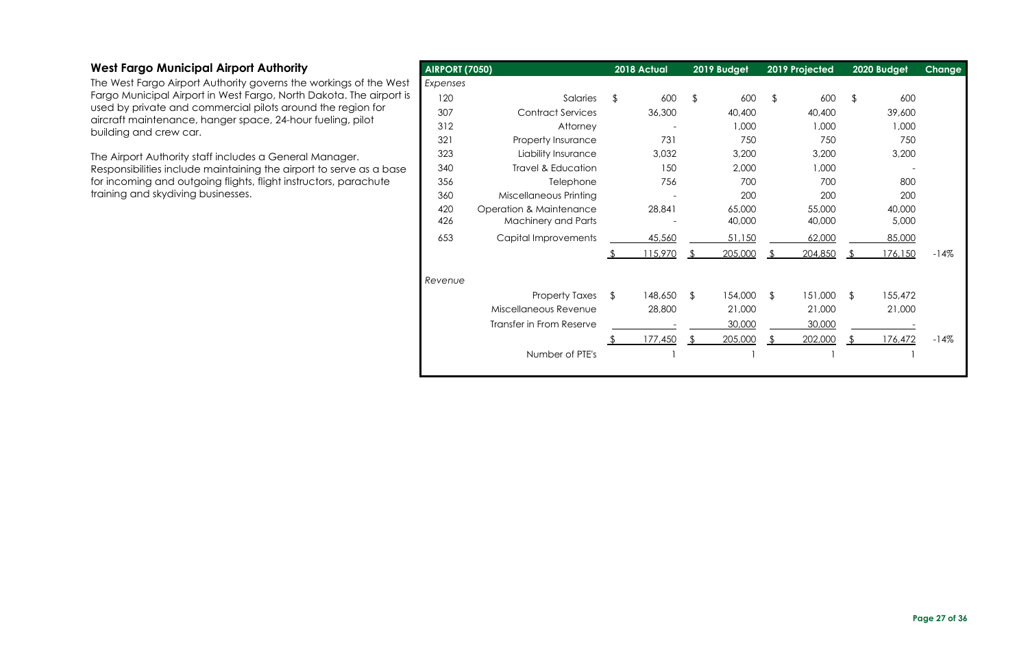## West Fargo Municipal Airport Authority

The West Fargo Airport Authority governs the workings of the West Fargo Municipal Airport in West Fargo, North Dakota. The airport is used by private and commercial pilots around the region for aircraft maintenance, hanger space, 24-hour fueling, pilot building and crew car.

The Airport Authority staff includes a General Manager. Responsibilities include maintaining the airport to serve as a base for incoming and outgoing flights, flight instructors, parachute training and skydiving businesses.

| AIRPORT (7050) | | 2018 Actual | 2019 Budget | 2019 Projected | 2020 Budget | Change |
|---|---|---|---|---|---|---|
| *Expenses* | | | | | | |
| 120 | Salaries | $ 600 | $ 600 | $ 600 | $ 600 | |
| 307 | Contract Services | 36,300 | 40,400 | 40,400 | 39,600 | |
| 312 | Attorney | - | 1,000 | 1,000 | 1,000 | |
| 321 | Property Insurance | 731 | 750 | 750 | 750 | |
| 323 | Liability Insurance | 3,032 | 3,200 | 3,200 | 3,200 | |
| 340 | Travel & Education | 150 | 2,000 | 1,000 | - | |
| 356 | Telephone | 756 | 700 | 700 | 800 | |
| 360 | Miscellaneous Printing | - | 200 | 200 | 200 | |
| 420 | Operation & Maintenance | 28,841 | 65,000 | 55,000 | 40,000 | |
| 426 | Machinery and Parts | - | 40,000 | 40,000 | 5,000 | |
| 653 | Capital Improvements | 45,560 | 51,150 | 62,000 | 85,000 | |
| | | $ 115,970 | $ 205,000 | $ 204,850 | $ 176,150 | -14% |
| *Revenue* | | | | | | |
| | Property Taxes | $ 148,650 | $ 154,000 | $ 151,000 | $ 155,472 | |
| | Miscellaneous Revenue | 28,800 | 21,000 | 21,000 | 21,000 | |
| | Transfer in From Reserve | - | 30,000 | 30,000 | - | |
| | | $ 177,450 | $ 205,000 | $ 202,000 | $ 176,472 | -14% |
| | Number of PTE's | 1 | 1 | 1 | 1 | |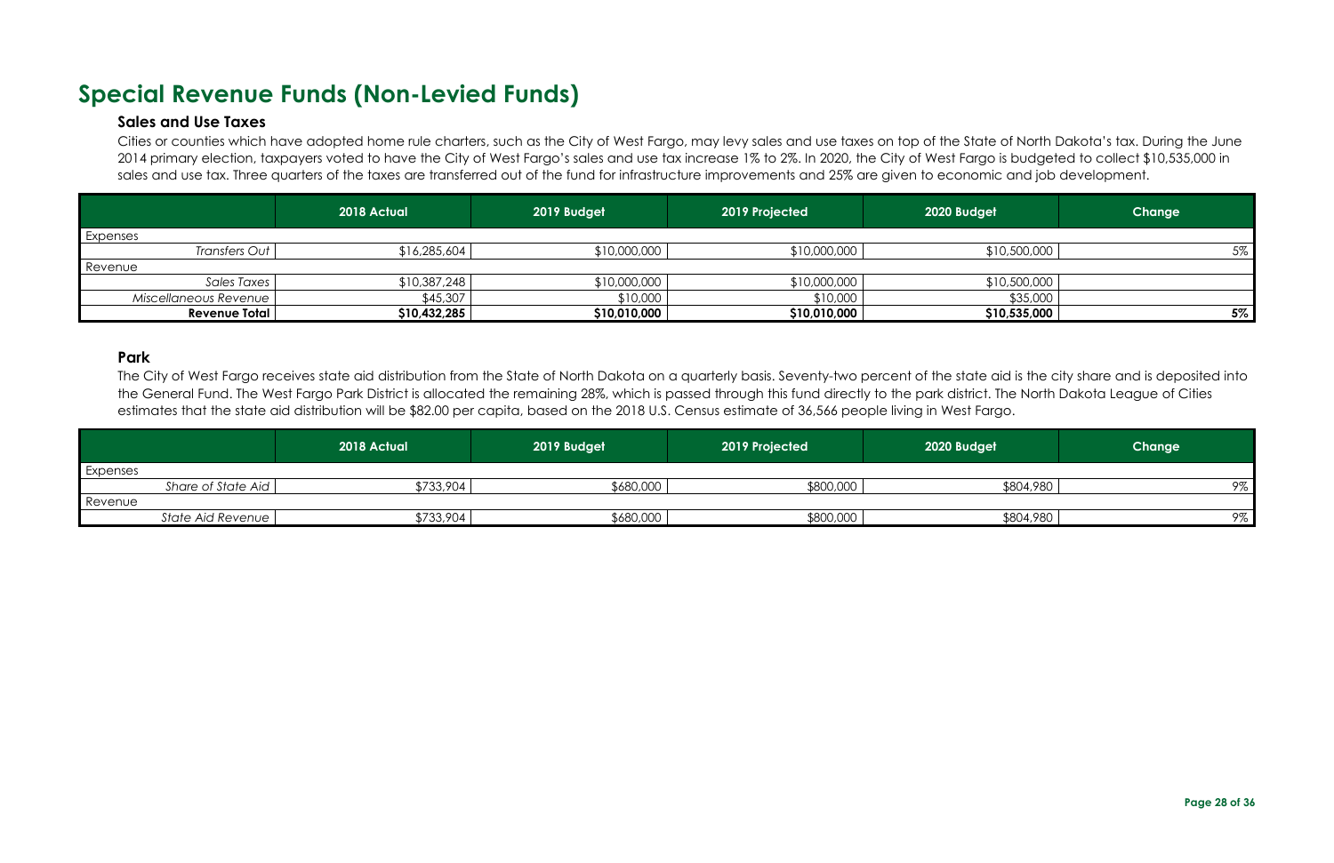# Special Revenue Funds (Non-Levied Funds)

## Sales and Use Taxes

Cities or counties which have adopted home rule charters, such as the City of West Fargo, may levy sales and use taxes on top of the State of North Dakota's tax. During the June 2014 primary election, taxpayers voted to have the City of West Fargo's sales and use tax increase 1% to 2%. In 2020, the City of West Fargo is budgeted to collect $10,535,000 in sales and use tax. Three quarters of the taxes are transferred out of the fund for infrastructure improvements and 25% are given to economic and job development.

| | 2018 Actual | 2019 Budget | 2019 Projected | 2020 Budget | Change |
|---|---|---|---|---|---|
| Expenses | | | | | |
| *Transfers Out* | $16,285,604 | $10,000,000 | $10,000,000 | $10,500,000 | 5% |
| Revenue | | | | | |
| *Sales Taxes* | $10,387,248 | $10,000,000 | $10,000,000 | $10,500,000 | |
| *Miscellaneous Revenue* | $45,307 | $10,000 | $10,000 | $35,000 | |
| **Revenue Total** | **$10,432,285** | **$10,010,000** | **$10,010,000** | **$10,535,000** | **5%** |

## Park

The City of West Fargo receives state aid distribution from the State of North Dakota on a quarterly basis. Seventy-two percent of the state aid is the city share and is deposited into the General Fund. The West Fargo Park District is allocated the remaining 28%, which is passed through this fund directly to the park district. The North Dakota League of Cities estimates that the state aid distribution will be $82.00 per capita, based on the 2018 U.S. Census estimate of 36,566 people living in West Fargo.

| | 2018 Actual | 2019 Budget | 2019 Projected | 2020 Budget | Change |
|---|---|---|---|---|---|
| Expenses | | | | | |
| *Share of State Aid* | $733,904 | $680,000 | $800,000 | $804,980 | 9% |
| Revenue | | | | | |
| *State Aid Revenue* | $733,904 | $680,000 | $800,000 | $804,980 | 9% |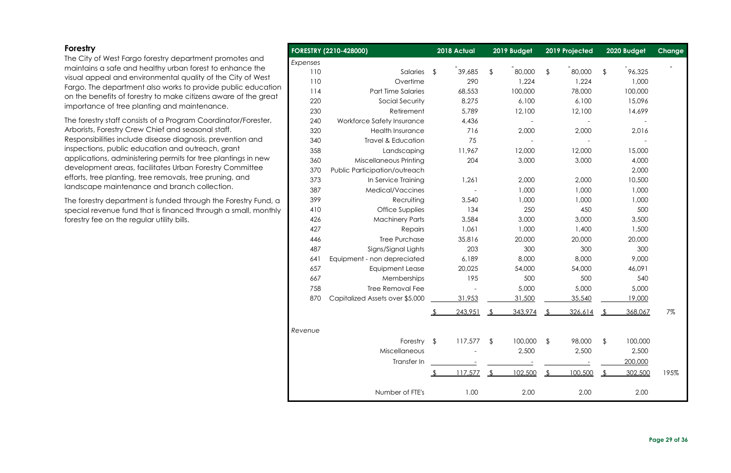## Forestry

The City of West Fargo forestry department promotes and maintains a safe and healthy urban forest to enhance the visual appeal and environmental quality of the City of West Fargo. The department also works to provide public education on the benefits of forestry to make citizens aware of the great importance of tree planting and maintenance.

The forestry staff consists of a Program Coordinator/Forester, Arborists, Forestry Crew Chief and seasonal staff. Responsibilities include disease diagnosis, prevention and inspections, public education and outreach, grant applications, administering permits for tree plantings in new development areas, facilitates Urban Forestry Committee efforts, tree planting, tree removals, tree pruning, and landscape maintenance and branch collection.

The forestry department is funded through the Forestry Fund, a special revenue fund that is financed through a small, monthly forestry fee on the regular utility bills.

| FORESTRY (2210-428000) | | 2018 Actual | 2019 Budget | 2019 Projected | 2020 Budget | Change |
|---|---|---|---|---|---|---|
| *Expenses* | | | | | | |
| 110 | Salaries | $ 39,685 | $ 80,000 | $ 80,000 | $ 96,325 | |
| 110 | Overtime | 290 | 1,224 | 1,224 | 1,000 | |
| 114 | Part Time Salaries | 68,553 | 100,000 | 78,000 | 100,000 | |
| 220 | Social Security | 8,275 | 6,100 | 6,100 | 15,096 | |
| 230 | Retirement | 5,789 | 12,100 | 12,100 | 14,699 | |
| 240 | Workforce Safety Insurance | 4,436 | - | - | - | |
| 320 | Health Insurance | 716 | 2,000 | 2,000 | 2,016 | |
| 340 | Travel & Education | 75 | - | - | - | |
| 358 | Landscaping | 11,967 | 12,000 | 12,000 | 15,000 | |
| 360 | Miscellaneous Printing | 204 | 3,000 | 3,000 | 4,000 | |
| 370 | Public Participation/outreach | | | | 2,000 | |
| 373 | In Service Training | 1,261 | 2,000 | 2,000 | 10,500 | |
| 387 | Medical/Vaccines | - | 1,000 | 1,000 | 1,000 | |
| 399 | Recruiting | 3,540 | 1,000 | 1,000 | 1,000 | |
| 410 | Office Supplies | 134 | 250 | 450 | 500 | |
| 426 | Machinery Parts | 3,584 | 3,000 | 3,000 | 3,500 | |
| 427 | Repairs | 1,061 | 1,000 | 1,400 | 1,500 | |
| 446 | Tree Purchase | 35,816 | 20,000 | 20,000 | 20,000 | |
| 487 | Signs/Signal Lights | 203 | 300 | 300 | 300 | |
| 641 | Equipment - non depreciated | 6,189 | 8,000 | 8,000 | 9,000 | |
| 657 | Equipment Lease | 20,025 | 54,000 | 54,000 | 46,091 | |
| 667 | Memberships | 195 | 500 | 500 | 540 | |
| 758 | Tree Removal Fee | - | 5,000 | 5,000 | 5,000 | |
| 870 | Capitalized Assets over $5,000 | 31,953 | 31,500 | 35,540 | 19,000 | |
| | | $ 243,951 | $ 343,974 | $ 326,614 | $ 368,067 | 7% |
| *Revenue* | | | | | | |
| | Forestry | $ 117,577 | $ 100,000 | $ 98,000 | $ 100,000 | |
| | Miscellaneous | - | 2,500 | 2,500 | 2,500 | |
| | Transfer In | - | - | - | 200,000 | |
| | | $ 117,577 | $ 102,500 | $ 100,500 | $ 302,500 | 195% |
| | Number of FTE's | 1.00 | 2.00 | 2.00 | 2.00 | |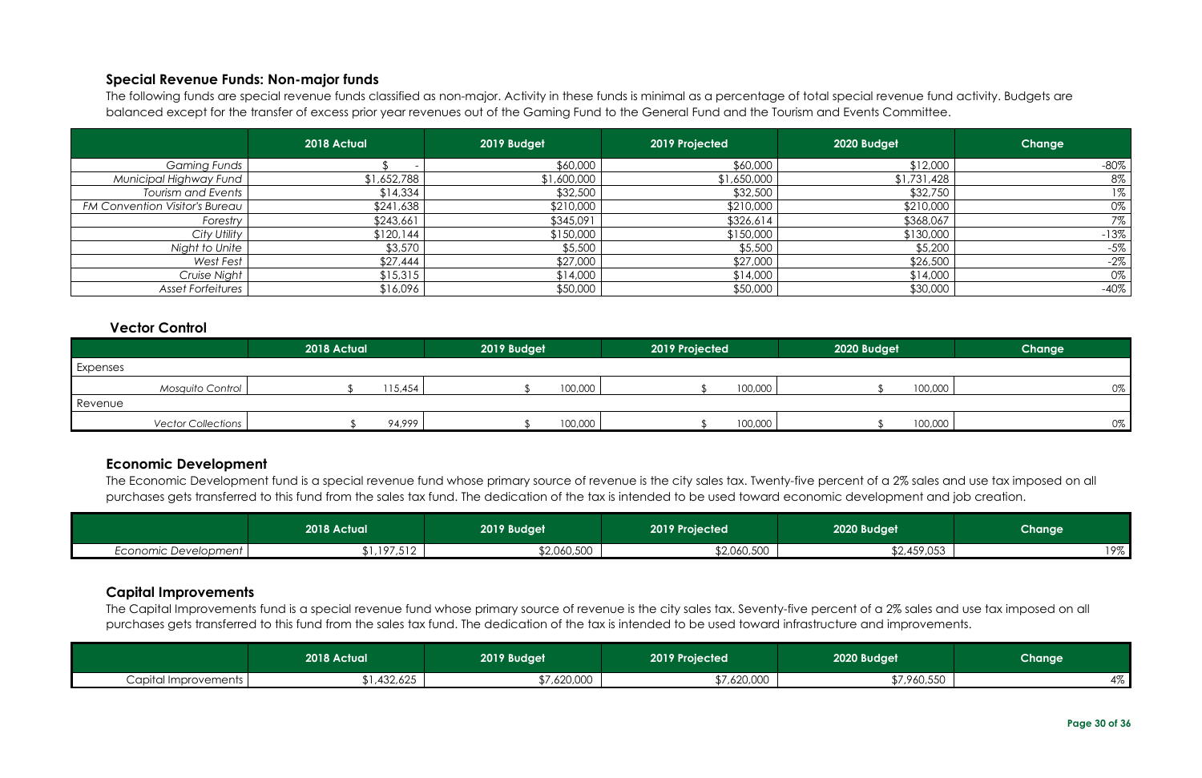## Special Revenue Funds: Non-major funds

The following funds are special revenue funds classified as non-major. Activity in these funds is minimal as a percentage of total special revenue fund activity. Budgets are balanced except for the transfer of excess prior year revenues out of the Gaming Fund to the General Fund and the Tourism and Events Committee.

| | 2018 Actual | 2019 Budget | 2019 Projected | 2020 Budget | Change |
|---|---|---|---|---|---|
| *Gaming Funds* | $ - | $60,000 | $60,000 | $12,000 | -80% |
| *Municipal Highway Fund* | $1,652,788 | $1,600,000 | $1,650,000 | $1,731,428 | 8% |
| *Tourism and Events* | $14,334 | $32,500 | $32,500 | $32,750 | 1% |
| *FM Convention Visitor's Bureau* | $241,638 | $210,000 | $210,000 | $210,000 | 0% |
| *Forestry* | $243,661 | $345,091 | $326,614 | $368,067 | 7% |
| *City Utility* | $120,144 | $150,000 | $150,000 | $130,000 | -13% |
| *Night to Unite* | $3,570 | $5,500 | $5,500 | $5,200 | -5% |
| *West Fest* | $27,444 | $27,000 | $27,000 | $26,500 | -2% |
| *Cruise Night* | $15,315 | $14,000 | $14,000 | $14,000 | 0% |
| *Asset Forfeitures* | $16,096 | $50,000 | $50,000 | $30,000 | -40% |

### Vector Control

| | 2018 Actual | 2019 Budget | 2019 Projected | 2020 Budget | Change |
|---|---|---|---|---|---|
| Expenses | | | | | |
| *Mosquito Control* | $ 115,454 | $ 100,000 | $ 100,000 | $ 100,000 | 0% |
| Revenue | | | | | |
| *Vector Collections* | $ 94,999 | $ 100,000 | $ 100,000 | $ 100,000 | 0% |

## Economic Development

The Economic Development fund is a special revenue fund whose primary source of revenue is the city sales tax. Twenty-five percent of a 2% sales and use tax imposed on all purchases gets transferred to this fund from the sales tax fund. The dedication of the tax is intended to be used toward economic development and job creation.

| | 2018 Actual | 2019 Budget | 2019 Projected | 2020 Budget | Change |
|---|---|---|---|---|---|
| *Economic Development* | $1,197,512 | $2,060,500 | $2,060,500 | $2,459,053 | 19% |

## Capital Improvements

The Capital Improvements fund is a special revenue fund whose primary source of revenue is the city sales tax. Seventy-five percent of a 2% sales and use tax imposed on all purchases gets transferred to this fund from the sales tax fund. The dedication of the tax is intended to be used toward infrastructure and improvements.

| | 2018 Actual | 2019 Budget | 2019 Projected | 2020 Budget | Change |
|---|---|---|---|---|---|
| Capital Improvements | $1,432,625 | $7,620,000 | $7,620,000 | $7,960,550 | 4% |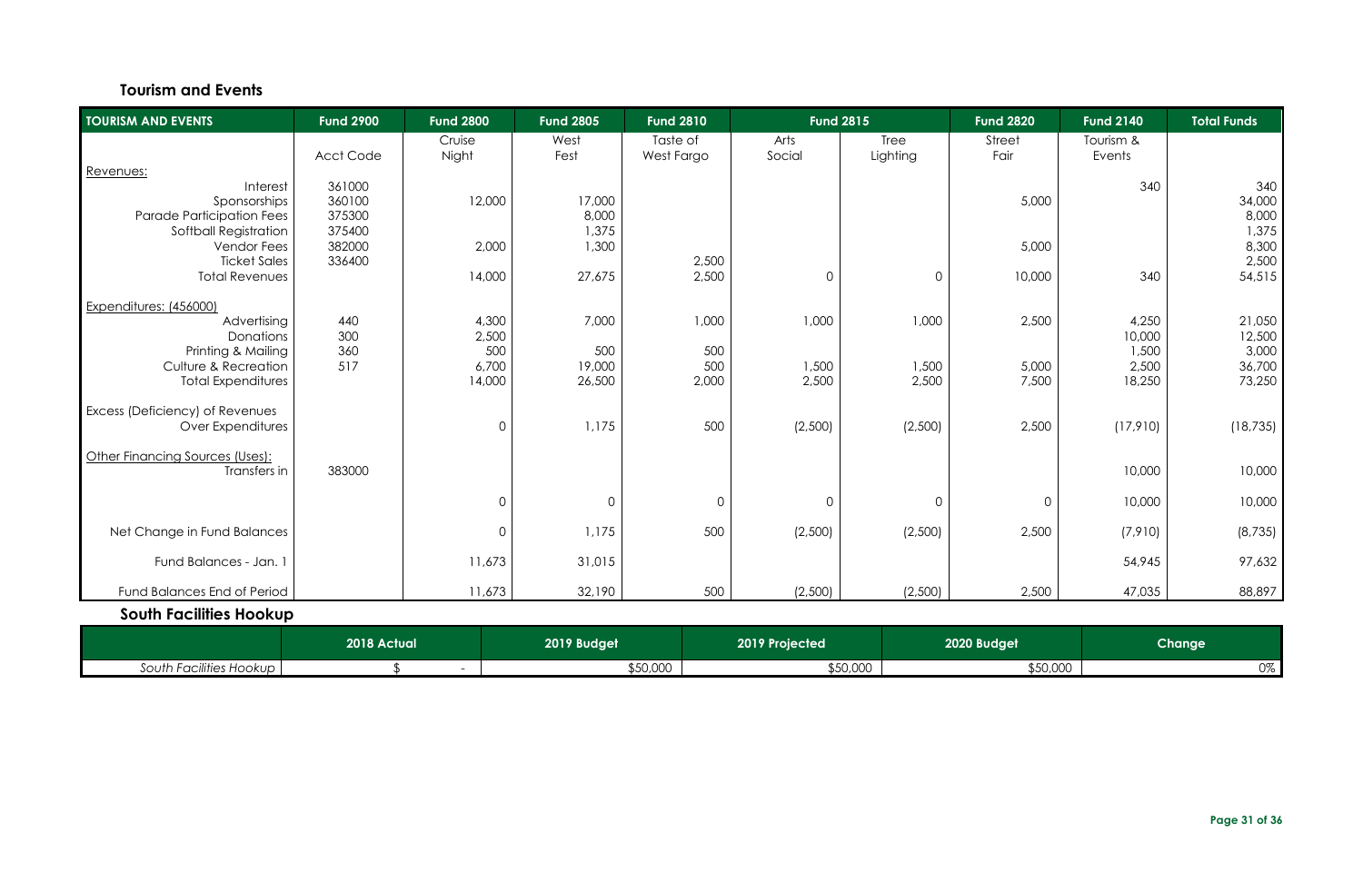## Tourism and Events

| TOURISM AND EVENTS | Fund 2900 | Fund 2800 | Fund 2805 | Fund 2810 | Fund 2815 | | Fund 2820 | Fund 2140 | Total Funds |
|---|---|---|---|---|---|---|---|---|---|
| | Acct Code | Cruise Night | West Fest | Taste of West Fargo | Arts Social | Tree Lighting | Street Fair | Tourism & Events | |
| Revenues: | | | | | | | | | |
| Interest | 361000 | | | | | | | 340 | 340 |
| Sponsorships | 360100 | 12,000 | 17,000 | | | | 5,000 | | 34,000 |
| Parade Participation Fees | 375300 | | 8,000 | | | | | | 8,000 |
| Softball Registration | 375400 | | 1,375 | | | | | | 1,375 |
| Vendor Fees | 382000 | 2,000 | 1,300 | | | | 5,000 | | 8,300 |
| Ticket Sales | 336400 | | | 2,500 | | | | | 2,500 |
| Total Revenues | | 14,000 | 27,675 | 2,500 | 0 | 0 | 10,000 | 340 | 54,515 |
| Expenditures: (456000) | | | | | | | | | |
| Advertising | 440 | 4,300 | 7,000 | 1,000 | 1,000 | 1,000 | 2,500 | 4,250 | 21,050 |
| Donations | 300 | 2,500 | | | | | | 10,000 | 12,500 |
| Printing & Mailing | 360 | 500 | 500 | 500 | | | | 1,500 | 3,000 |
| Culture & Recreation | 517 | 6,700 | 19,000 | 500 | 1,500 | 1,500 | 5,000 | 2,500 | 36,700 |
| Total Expenditures | | 14,000 | 26,500 | 2,000 | 2,500 | 2,500 | 7,500 | 18,250 | 73,250 |
| Excess (Deficiency) of Revenues Over Expenditures | | 0 | 1,175 | 500 | (2,500) | (2,500) | 2,500 | (17,910) | (18,735) |
| Other Financing Sources (Uses): | | | | | | | | | |
| Transfers in | 383000 | | | | | | | 10,000 | 10,000 |
| | | 0 | 0 | 0 | 0 | 0 | 0 | 10,000 | 10,000 |
| Net Change in Fund Balances | | 0 | 1,175 | 500 | (2,500) | (2,500) | 2,500 | (7,910) | (8,735) |
| Fund Balances - Jan. 1 | | 11,673 | 31,015 | | | | | 54,945 | 97,632 |
| Fund Balances End of Period | | 11,673 | 32,190 | 500 | (2,500) | (2,500) | 2,500 | 47,035 | 88,897 |

## South Facilities Hookup

| | 2018 Actual | 2019 Budget | 2019 Projected | 2020 Budget | Change |
|---|---|---|---|---|---|
| *South Facilities Hookup* | $ - | $50,000 | $50,000 | $50,000 | 0% |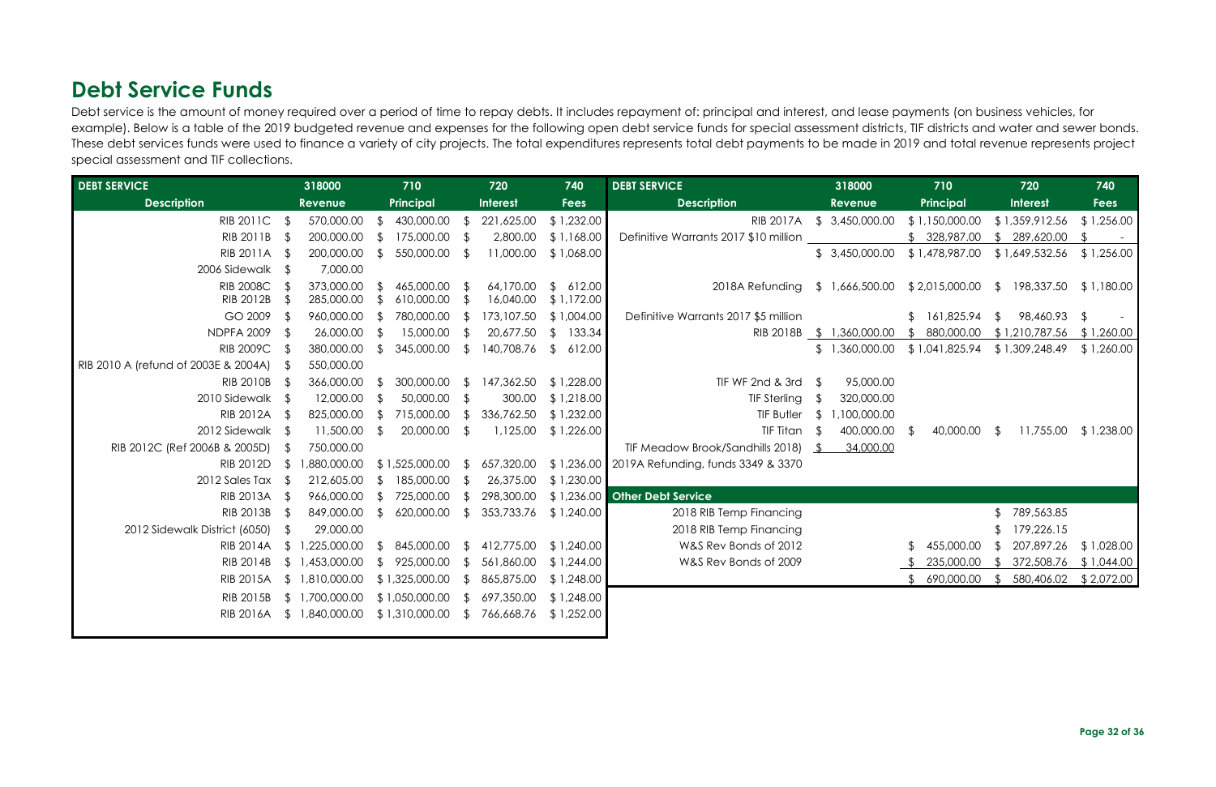## Debt Service Funds

Debt service is the amount of money required over a period of time to repay debts. It includes repayment of: principal and interest, and lease payments (on business vehicles, for example). Below is a table of the 2019 budgeted revenue and expenses for the following open debt service funds for special assessment districts, TIF districts and water and sewer bonds. These debt services funds were used to finance a variety of city projects. The total expenditures represents total debt payments to be made in 2019 and total revenue represents project special assessment and TIF collections.

| DEBT SERVICE | 318000 | 710 | 720 | 740 |
|---|---|---|---|---|
| **Description** | **Revenue** | **Principal** | **Interest** | **Fees** |
| RIB 2011C | $ 570,000.00 | $ 430,000.00 | $ 221,625.00 | $ 1,232.00 |
| RIB 2011B | $ 200,000.00 | $ 175,000.00 | $ 2,800.00 | $ 1,168.00 |
| RIB 2011A | $ 200,000.00 | $ 550,000.00 | $ 11,000.00 | $ 1,068.00 |
| 2006 Sidewalk | $ 7,000.00 | | | |
| RIB 2008C | $ 373,000.00 | $ 465,000.00 | $ 64,170.00 | $ 612.00 |
| RIB 2012B | $ 285,000.00 | $ 610,000.00 | $ 16,040.00 | $ 1,172.00 |
| GO 2009 | $ 960,000.00 | $ 780,000.00 | $ 173,107.50 | $ 1,004.00 |
| NDPFA 2009 | $ 26,000.00 | $ 15,000.00 | $ 20,677.50 | $ 133.34 |
| RIB 2009C | $ 380,000.00 | $ 345,000.00 | $ 140,708.76 | $ 612.00 |
| RIB 2010 A (refund of 2003E & 2004A) | $ 550,000.00 | | | |
| RIB 2010B | $ 366,000.00 | $ 300,000.00 | $ 147,362.50 | $ 1,228.00 |
| 2010 Sidewalk | $ 12,000.00 | $ 50,000.00 | $ 300.00 | $ 1,218.00 |
| RIB 2012A | $ 825,000.00 | $ 715,000.00 | $ 336,762.50 | $ 1,232.00 |
| 2012 Sidewalk | $ 11,500.00 | $ 20,000.00 | $ 1,125.00 | $ 1,226.00 |
| RIB 2012C (Ref 2006B & 2005D) | $ 750,000.00 | | | |
| RIB 2012D | $ 1,880,000.00 | $ 1,525,000.00 | $ 657,320.00 | $ 1,236.00 |
| 2012 Sales Tax | $ 212,605.00 | $ 185,000.00 | $ 26,375.00 | $ 1,230.00 |
| RIB 2013A | $ 966,000.00 | $ 725,000.00 | $ 298,300.00 | $ 1,236.00 |
| RIB 2013B | $ 849,000.00 | $ 620,000.00 | $ 353,733.76 | $ 1,240.00 |
| 2012 Sidewalk District (6050) | $ 29,000.00 | | | |
| RIB 2014A | $ 1,225,000.00 | $ 845,000.00 | $ 412,775.00 | $ 1,240.00 |
| RIB 2014B | $ 1,453,000.00 | $ 925,000.00 | $ 561,860.00 | $ 1,244.00 |
| RIB 2015A | $ 1,810,000.00 | $ 1,325,000.00 | $ 865,875.00 | $ 1,248.00 |
| RIB 2015B | $ 1,700,000.00 | $ 1,050,000.00 | $ 697,350.00 | $ 1,248.00 |
| RIB 2016A | $ 1,840,000.00 | $ 1,310,000.00 | $ 766,668.76 | $ 1,252.00 |

| DEBT SERVICE | 318000 | 710 | 720 | 740 |
|---|---|---|---|---|
| **Description** | **Revenue** | **Principal** | **Interest** | **Fees** |
| RIB 2017A | $ 3,450,000.00 | $ 1,150,000.00 | $ 1,359,912.56 | $ 1,256.00 |
| Definitive Warrants 2017 $10 million | | $ 328,987.00 | $ 289,620.00 | $ - |
| | $ 3,450,000.00 | $ 1,478,987.00 | $ 1,649,532.56 | $ 1,256.00 |
| 2018A Refunding | $ 1,666,500.00 | $ 2,015,000.00 | $ 198,337.50 | $ 1,180.00 |
| Definitive Warrants 2017 $5 million | | $ 161,825.94 | $ 98,460.93 | $ - |
| RIB 2018B | $ 1,360,000.00 | $ 880,000.00 | $ 1,210,787.56 | $ 1,260.00 |
| | $ 1,360,000.00 | $ 1,041,825.94 | $ 1,309,248.49 | $ 1,260.00 |
| TIF WF 2nd & 3rd | $ 95,000.00 | | | |
| TIF Sterling | $ 320,000.00 | | | |
| TIF Butler | $ 1,100,000.00 | | | |
| TIF Titan | $ 400,000.00 | $ 40,000.00 | $ 11,755.00 | $ 1,238.00 |
| TIF Meadow Brook/Sandhills 2018) | $ 34,000.00 | | | |
| 2019A Refunding, funds 3349 & 3370 | | | | |
| **Other Debt Service** | | | | |
| 2018 RIB Temp Financing | | | $ 789,563.85 | |
| 2018 RIB Temp Financing | | | $ 179,226.15 | |
| W&S Rev Bonds of 2012 | | $ 455,000.00 | $ 207,897.26 | $ 1,028.00 |
| W&S Rev Bonds of 2009 | | $ 235,000.00 | $ 372,508.76 | $ 1,044.00 |
| | | $ 690,000.00 | $ 580,406.02 | $ 2,072.00 |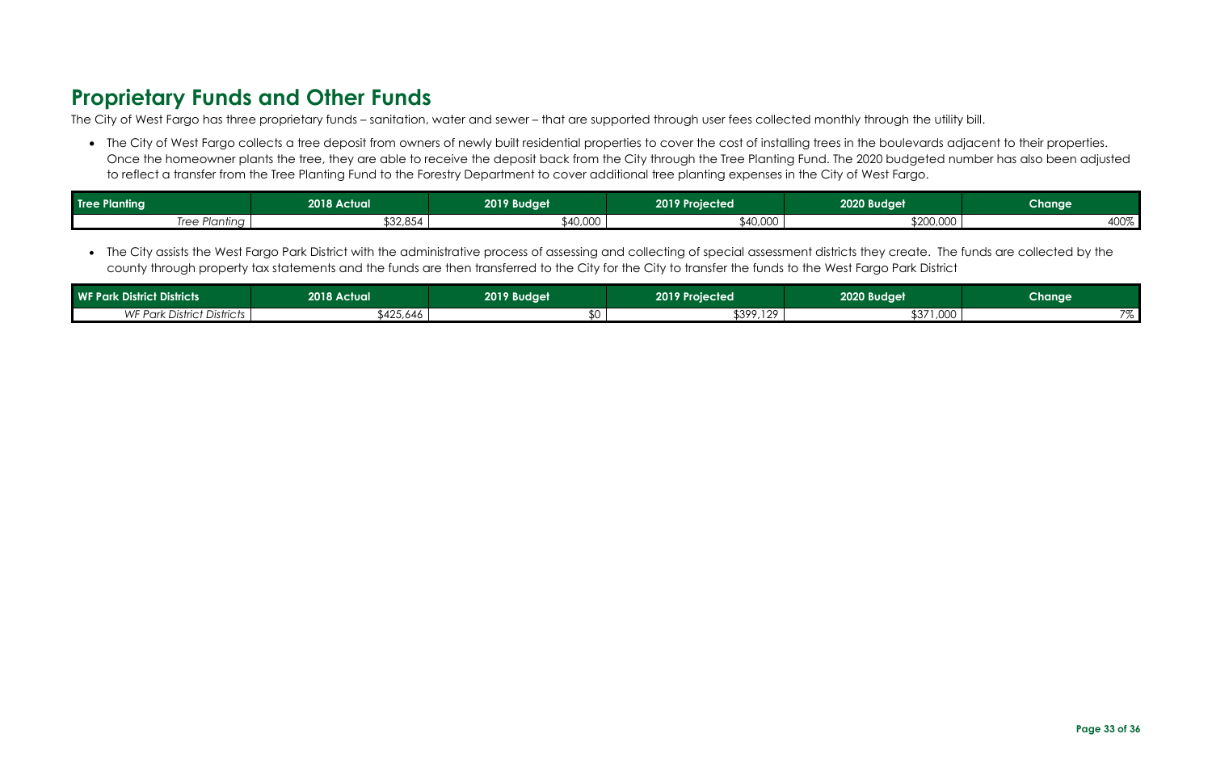# Proprietary Funds and Other Funds

The City of West Fargo has three proprietary funds – sanitation, water and sewer – that are supported through user fees collected monthly through the utility bill.

- The City of West Fargo collects a tree deposit from owners of newly built residential properties to cover the cost of installing trees in the boulevards adjacent to their properties. Once the homeowner plants the tree, they are able to receive the deposit back from the City through the Tree Planting Fund. The 2020 budgeted number has also been adjusted to reflect a transfer from the Tree Planting Fund to the Forestry Department to cover additional tree planting expenses in the City of West Fargo.

| Tree Planting | 2018 Actual | 2019 Budget | 2019 Projected | 2020 Budget | Change |
|---|---|---|---|---|---|
| *Tree Planting* | $32,854 | $40,000 | $40,000 | $200,000 | 400% |

- The City assists the West Fargo Park District with the administrative process of assessing and collecting of special assessment districts they create. The funds are collected by the county through property tax statements and the funds are then transferred to the City for the City to transfer the funds to the West Fargo Park District

| WF Park District Districts | 2018 Actual | 2019 Budget | 2019 Projected | 2020 Budget | Change |
|---|---|---|---|---|---|
| *WF Park District Districts* | $425,646 | $0 | $399,129 | $371,000 | 7% |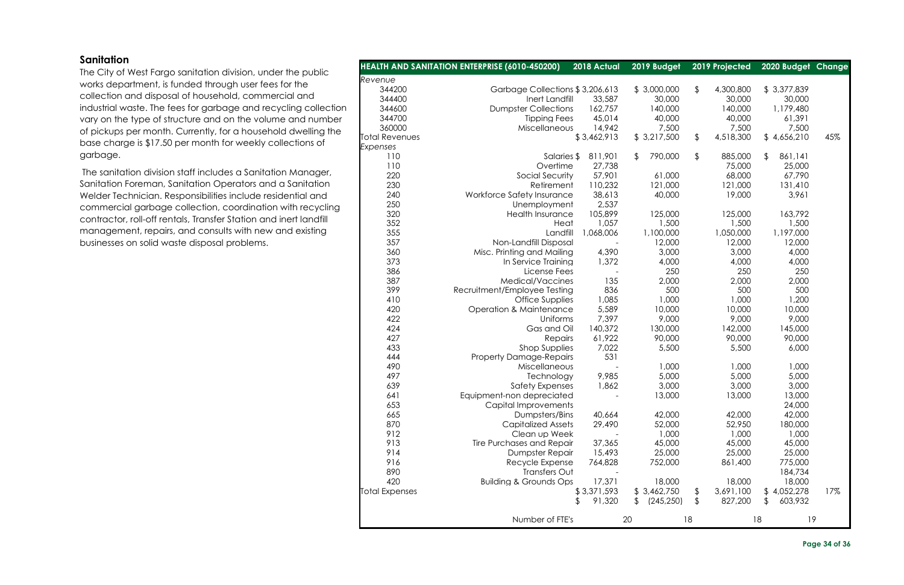## Sanitation

The City of West Fargo sanitation division, under the public works department, is funded through user fees for the collection and disposal of household, commercial and industrial waste. The fees for garbage and recycling collection vary on the type of structure and on the volume and number of pickups per month. Currently, for a household dwelling the base charge is $17.50 per month for weekly collections of garbage.

The sanitation division staff includes a Sanitation Manager, Sanitation Foreman, Sanitation Operators and a Sanitation Welder Technician. Responsibilities include residential and commercial garbage collection, coordination with recycling contractor, roll-off rentals, Transfer Station and inert landfill management, repairs, and consults with new and existing businesses on solid waste disposal problems.

| HEALTH AND SANITATION ENTERPRISE (6010-450200) | | 2018 Actual | 2019 Budget | 2019 Projected | 2020 Budget | Change |
|---|---|---|---|---|---|---|
| *Revenue* | | | | | | |
| 344200 | Garbage Collections | $ 3,206,613 | $ 3,000,000 | $ 4,300,800 | $ 3,377,839 | |
| 344400 | Inert Landfill | 33,587 | 30,000 | 30,000 | 30,000 | |
| 344600 | Dumpster Collections | 162,757 | 140,000 | 140,000 | 1,179,480 | |
| 344700 | Tipping Fees | 45,014 | 40,000 | 40,000 | 61,391 | |
| 360000 | Miscellaneous | 14,942 | 7,500 | 7,500 | 7,500 | |
| Total Revenues | | $ 3,462,913 | $ 3,217,500 | $ 4,518,300 | $ 4,656,210 | 45% |
| *Expenses* | | | | | | |
| 110 | Salaries | $ 811,901 | $ 790,000 | $ 885,000 | $ 861,141 | |
| 110 | Overtime | 27,738 | | 75,000 | 25,000 | |
| 220 | Social Security | 57,901 | 61,000 | 68,000 | 67,790 | |
| 230 | Retirement | 110,232 | 121,000 | 121,000 | 131,410 | |
| 240 | Workforce Safety Insurance | 38,613 | 40,000 | 19,000 | 3,961 | |
| 250 | Unemployment | 2,537 | | | | |
| 320 | Health Insurance | 105,899 | 125,000 | 125,000 | 163,792 | |
| 352 | Heat | 1,057 | 1,500 | 1,500 | 1,500 | |
| 355 | Landfill | 1,068,006 | 1,100,000 | 1,050,000 | 1,197,000 | |
| 357 | Non-Landfill Disposal | - | 12,000 | 12,000 | 12,000 | |
| 360 | Misc. Printing and Mailing | 4,390 | 3,000 | 3,000 | 4,000 | |
| 373 | In Service Training | 1,372 | 4,000 | 4,000 | 4,000 | |
| 386 | License Fees | - | 250 | 250 | 250 | |
| 387 | Medical/Vaccines | 135 | 2,000 | 2,000 | 2,000 | |
| 399 | Recruitment/Employee Testing | 836 | 500 | 500 | 500 | |
| 410 | Office Supplies | 1,085 | 1,000 | 1,000 | 1,200 | |
| 420 | Operation & Maintenance | 5,589 | 10,000 | 10,000 | 10,000 | |
| 422 | Uniforms | 7,397 | 9,000 | 9,000 | 9,000 | |
| 424 | Gas and Oil | 140,372 | 130,000 | 142,000 | 145,000 | |
| 427 | Repairs | 61,922 | 90,000 | 90,000 | 90,000 | |
| 433 | Shop Supplies | 7,022 | 5,500 | 5,500 | 6,000 | |
| 444 | Property Damage-Repairs | 531 | | | | |
| 490 | Miscellaneous | - | 1,000 | 1,000 | 1,000 | |
| 497 | Technology | 9,985 | 5,000 | 5,000 | 5,000 | |
| 639 | Safety Expenses | 1,862 | 3,000 | 3,000 | 3,000 | |
| 641 | Equipment-non depreciated | - | 13,000 | 13,000 | 13,000 | |
| 653 | Capital Improvements | | | | 24,000 | |
| 665 | Dumpsters/Bins | 40,664 | 42,000 | 42,000 | 42,000 | |
| 870 | Capitalized Assets | 29,490 | 52,000 | 52,950 | 180,000 | |
| 912 | Clean up Week | - | 1,000 | 1,000 | 1,000 | |
| 913 | Tire Purchases and Repair | 37,365 | 45,000 | 45,000 | 45,000 | |
| 914 | Dumpster Repair | 15,493 | 25,000 | 25,000 | 25,000 | |
| 916 | Recycle Expense | 764,828 | 752,000 | 861,400 | 775,000 | |
| 890 | Transfers Out | - | | | 184,734 | |
| 420 | Building & Grounds Ops | 17,371 | 18,000 | 18,000 | 18,000 | |
| Total Expenses | | $ 3,371,593 | $ 3,462,750 | $ 3,691,100 | $ 4,052,278 | 17% |
| | | $ 91,320 | $ (245,250) | $ 827,200 | $ 603,932 | |
| | Number of FTE's | 20 | 18 | 18 | 19 | |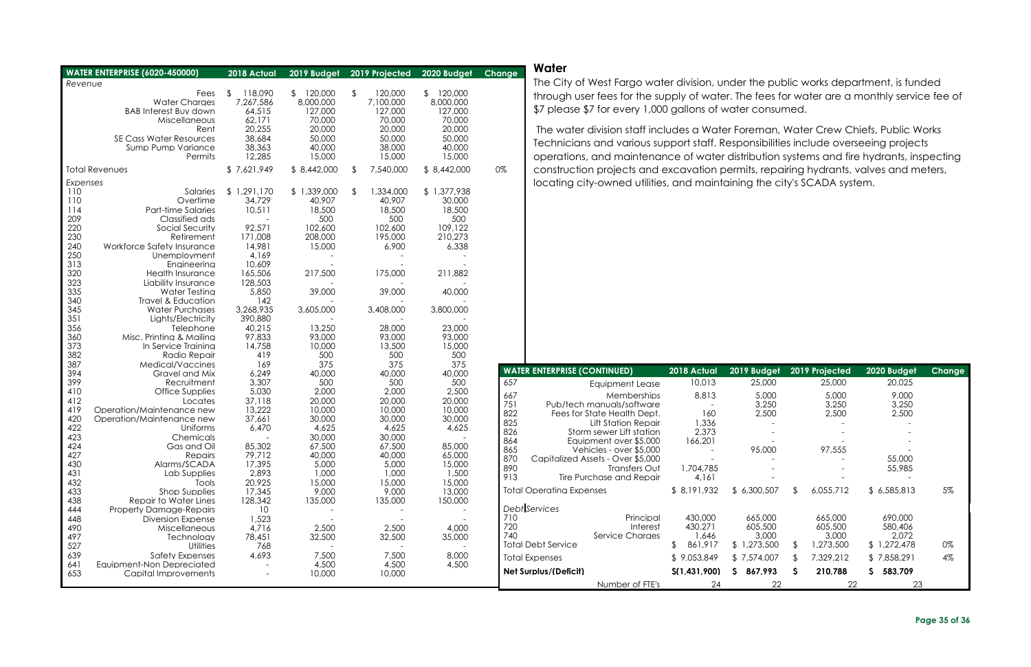| WATER ENTERPRISE (6020-450000) | | 2018 Actual | 2019 Budget | 2019 Projected | 2020 Budget | Change |
|---|---|---|---|---|---|---|
| *Revenue* | | | | | | |
| | Fees | $ 118,090 | $ 120,000 | $ 120,000 | $ 120,000 | |
| | Water Charges | 7,267,586 | 8,000,000 | 7,100,000 | 8,000,000 | |
| | BAB Interest Buy down | 64,515 | 127,000 | 127,000 | 127,000 | |
| | Miscellaneous | 62,171 | 70,000 | 70,000 | 70,000 | |
| | Rent | 20,255 | 20,000 | 20,000 | 20,000 | |
| | SE Cass Water Resources | 38,684 | 50,000 | 50,000 | 50,000 | |
| | Sump Pump Variance | 38,363 | 40,000 | 38,000 | 40,000 | |
| | Permits | 12,285 | 15,000 | 15,000 | 15,000 | |
| Total Revenues | | $ 7,621,949 | $ 8,442,000 | $ 7,540,000 | $ 8,442,000 | 0% |
| *Expenses* | | | | | | |
| 110 | Salaries | $ 1,291,170 | $ 1,339,000 | $ 1,334,000 | $ 1,377,938 | |
| 110 | Overtime | 34,729 | 40,907 | 40,907 | 30,000 | |
| 114 | Part-time Salaries | 10,511 | 18,500 | 18,500 | 18,500 | |
| 209 | Classified ads | - | 500 | 500 | 500 | |
| 220 | Social Security | 92,571 | 102,600 | 102,600 | 109,122 | |
| 230 | Retirement | 171,008 | 208,000 | 195,000 | 210,273 | |
| 240 | Workforce Safety Insurance | 14,981 | 15,000 | 6,900 | 6,338 | |
| 250 | Unemployment | 4,169 | - | - | - | |
| 313 | Engineering | 10,609 | - | - | - | |
| 320 | Health Insurance | 165,506 | 217,500 | 175,000 | 211,882 | |
| 323 | Liability Insurance | 128,503 | - | - | - | |
| 335 | Water Testing | 5,850 | 39,000 | 39,000 | 40,000 | |
| 340 | Travel & Education | 142 | - | - | - | |
| 345 | Water Purchases | 3,268,935 | 3,605,000 | 3,408,000 | 3,800,000 | |
| 351 | Lights/Electricity | 390,880 | - | - | - | |
| 356 | Telephone | 40,215 | 13,250 | 28,000 | 23,000 | |
| 360 | Misc. Printing & Mailing | 97,833 | 93,000 | 93,000 | 93,000 | |
| 373 | In Service Training | 14,758 | 10,000 | 13,500 | 15,000 | |
| 382 | Radio Repair | 419 | 500 | 500 | 500 | |
| 387 | Medical/Vaccines | 169 | 375 | 375 | 375 | |
| 394 | Gravel and Mix | 6,249 | 40,000 | 40,000 | 40,000 | |
| 399 | Recruitment | 3,307 | 500 | 500 | 500 | |
| 410 | Office Supplies | 5,030 | 2,000 | 2,000 | 2,500 | |
| 412 | Locates | 37,118 | 20,000 | 20,000 | 20,000 | |
| 419 | Operation/Maintenance new | 13,222 | 10,000 | 10,000 | 10,000 | |
| 420 | Operation/Maintenance new | 37,661 | 30,000 | 30,000 | 30,000 | |
| 422 | Uniforms | 6,470 | 4,625 | 4,625 | 4,625 | |
| 423 | Chemicals | - | 30,000 | 30,000 | - | |
| 424 | Gas and Oil | 85,302 | 67,500 | 67,500 | 85,000 | |
| 427 | Repairs | 79,712 | 40,000 | 40,000 | 65,000 | |
| 430 | Alarms/SCADA | 17,395 | 5,000 | 5,000 | 15,000 | |
| 431 | Lab Supplies | 2,893 | 1,000 | 1,000 | 1,500 | |
| 432 | Tools | 20,925 | 15,000 | 15,000 | 15,000 | |
| 433 | Shop Supplies | 17,345 | 9,000 | 9,000 | 13,000 | |
| 438 | Repair to Water Lines | 128,342 | 135,000 | 135,000 | 150,000 | |
| 444 | Property Damage-Repairs | 10 | - | - | - | |
| 448 | Diversion Expense | 1,523 | - | - | - | |
| 490 | Miscellaneous | 4,716 | 2,500 | 2,500 | 4,000 | |
| 497 | Technology | 78,451 | 32,500 | 32,500 | 35,000 | |
| 527 | Utilities | 768 | - | - | - | |
| 639 | Safety Expenses | 4,693 | 7,500 | 7,500 | 8,000 | |
| 641 | Equipment-Non Depreciated | - | 4,500 | 4,500 | 4,500 | |
| 653 | Capital Improvements | - | 10,000 | 10,000 | | |

## Water

The City of West Fargo water division, under the public works department, is funded through user fees for the supply of water. The fees for water are a monthly service fee of $7 please $7 for every 1,000 gallons of water consumed.

The water division staff includes a Water Foreman, Water Crew Chiefs, Public Works Technicians and various support staff. Responsibilities include overseeing projects operations, and maintenance of water distribution systems and fire hydrants, inspecting construction projects and excavation permits, repairing hydrants, valves and meters, locating city-owned utilities, and maintaining the city's SCADA system.

| WATER ENTERPRISE (CONTINUED) | | 2018 Actual | 2019 Budget | 2019 Projected | 2020 Budget | Change |
|---|---|---|---|---|---|---|
| 657 | Equipment Lease | 10,013 | 25,000 | 25,000 | 20,025 | |
| 667 | Memberships | 8,813 | 5,000 | 5,000 | 9,000 | |
| 751 | Pub/tech manuals/software | - | 3,250 | 3,250 | 3,250 | |
| 822 | Fees for State Health Dept. | 160 | 2,500 | 2,500 | 2,500 | |
| 825 | Lift Station Repair | 1,336 | - | - | - | |
| 826 | Storm sewer Lift station | 2,373 | - | - | - | |
| 864 | Equipment over $5,000 | 166,201 | - | - | - | |
| 865 | Vehicles - over $5,000 | - | 95,000 | 97,555 | - | |
| 870 | Capitalized Assets - Over $5,000 | - | - | - | 55,000 | |
| 890 | Transfers Out | 1,704,785 | - | - | 55,985 | |
| 913 | Tire Purchase and Repair | 4,161 | - | - | - | |
| Total Operating Expenses | | $ 8,191,932 | $ 6,300,507 | $ 6,055,712 | $ 6,585,813 | 5% |
| *Debt Services* | | | | | | |
| 710 | Principal | 430,000 | 665,000 | 665,000 | 690,000 | |
| 720 | Interest | 430,271 | 605,500 | 605,500 | 580,406 | |
| 740 | Service Charges | 1,646 | 3,000 | 3,000 | 2,072 | |
| Total Debt Service | | $ 861,917 | $ 1,273,500 | $ 1,273,500 | $ 1,272,478 | 0% |
| Total Expenses | | $ 9,053,849 | $ 7,574,007 | $ 7,329,212 | $ 7,858,291 | 4% |
| **Net Surplus/(Deficit)** | | **$(1,431,900)** | **$ 867,993** | **$ 210,788** | **$ 583,709** | |
| | Number of FTE's | 24 | 22 | 22 | 23 | |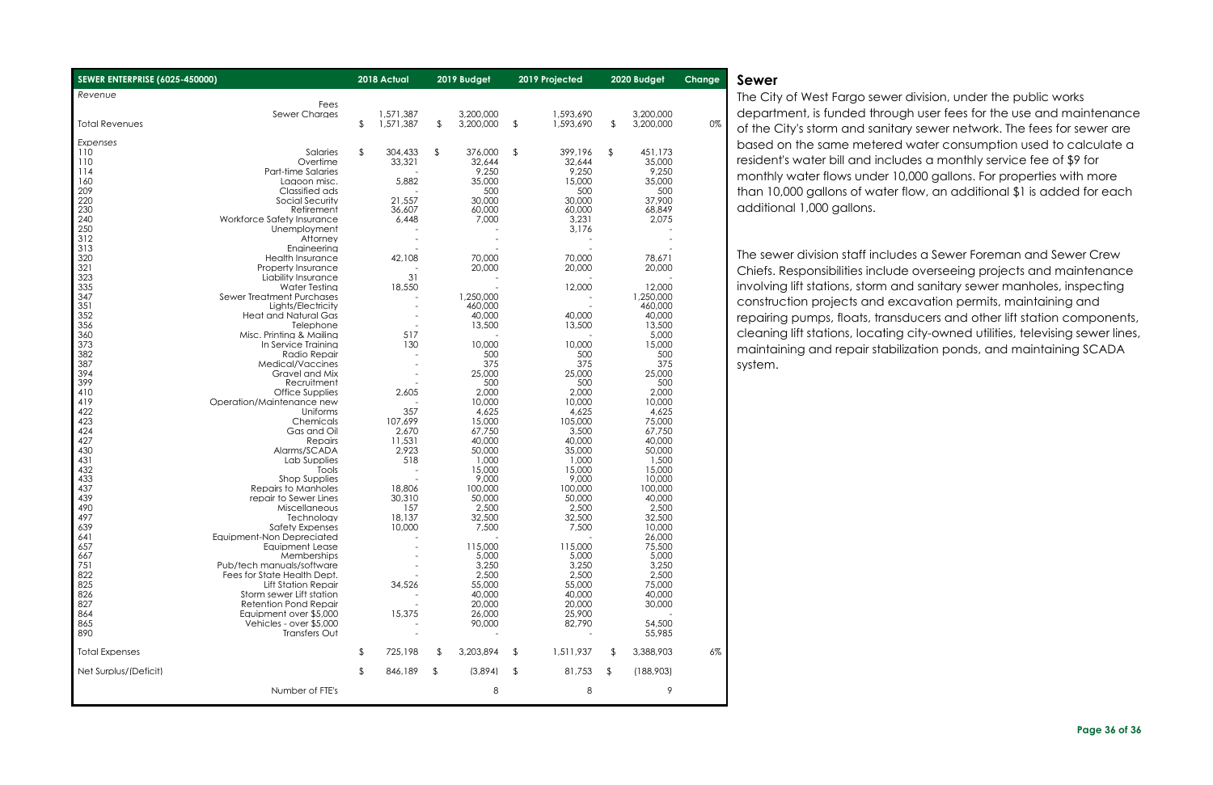| SEWER ENTERPRISE (6025-450000) | | 2018 Actual | 2019 Budget | 2019 Projected | 2020 Budget | Change |
|---|---|---|---|---|---|---|
| *Revenue* | | | | | | |
| | Fees | | | | | |
| | Sewer Charges | 1,571,387 | 3,200,000 | 1,593,690 | 3,200,000 | |
| Total Revenues | | $ 1,571,387 | $ 3,200,000 | $ 1,593,690 | $ 3,200,000 | 0% |
| *Expenses* | | | | | | |
| 110 | Salaries | $ 304,433 | $ 376,000 | $ 399,196 | $ 451,173 | |
| 110 | Overtime | 33,321 | 32,644 | 32,644 | 35,000 | |
| 114 | Part-time Salaries | - | 9,250 | 9,250 | 9,250 | |
| 160 | Lagoon misc. | 5,882 | 35,000 | 15,000 | 35,000 | |
| 209 | Classified ads | - | 500 | 500 | 500 | |
| 220 | Social Security | 21,557 | 30,000 | 30,000 | 37,900 | |
| 230 | Retirement | 36,607 | 60,000 | 60,000 | 68,849 | |
| 240 | Workforce Safety Insurance | 6,448 | 7,000 | 3,231 | 2,075 | |
| 250 | Unemployment | - | - | 3,176 | - | |
| 312 | Attorney | - | - | - | - | |
| 313 | Engineering | - | - | - | - | |
| 320 | Health Insurance | 42,108 | 70,000 | 70,000 | 78,671 | |
| 321 | Property Insurance | - | 20,000 | 20,000 | 20,000 | |
| 323 | Liability Insurance | 31 | - | - | - | |
| 335 | Water Testing | 18,550 | - | 12,000 | 12,000 | |
| 347 | Sewer Treatment Purchases | - | 1,250,000 | - | 1,250,000 | |
| 351 | Lights/Electricity | - | 460,000 | - | 460,000 | |
| 352 | Heat and Natural Gas | - | 40,000 | 40,000 | 40,000 | |
| 356 | Telephone | - | 13,500 | 13,500 | 13,500 | |
| 360 | Misc. Printing & Mailing | 517 | - | - | 5,000 | |
| 373 | In Service Training | 130 | 10,000 | 10,000 | 15,000 | |
| 382 | Radio Repair | - | 500 | 500 | 500 | |
| 387 | Medical/Vaccines | - | 375 | 375 | 375 | |
| 394 | Gravel and Mix | - | 25,000 | 25,000 | 25,000 | |
| 399 | Recruitment | - | 500 | 500 | 500 | |
| 410 | Office Supplies | 2,605 | 2,000 | 2,000 | 2,000 | |
| 419 | Operation/Maintenance new | - | 10,000 | 10,000 | 10,000 | |
| 422 | Uniforms | 357 | 4,625 | 4,625 | 4,625 | |
| 423 | Chemicals | 107,699 | 15,000 | 105,000 | 75,000 | |
| 424 | Gas and Oil | 2,670 | 67,750 | 3,500 | 67,750 | |
| 427 | Repairs | 11,531 | 40,000 | 40,000 | 40,000 | |
| 430 | Alarms/SCADA | 2,923 | 50,000 | 35,000 | 50,000 | |
| 431 | Lab Supplies | 518 | 1,000 | 1,000 | 1,500 | |
| 432 | Tools | - | 15,000 | 15,000 | 15,000 | |
| 433 | Shop Supplies | - | 9,000 | 9,000 | 10,000 | |
| 437 | Repairs to Manholes | 18,806 | 100,000 | 100,000 | 100,000 | |
| 439 | repair to Sewer Lines | 30,310 | 50,000 | 50,000 | 40,000 | |
| 490 | Miscellaneous | 157 | 2,500 | 2,500 | 2,500 | |
| 497 | Technology | 18,137 | 32,500 | 32,500 | 32,500 | |
| 639 | Safety Expenses | 10,000 | 7,500 | 7,500 | 10,000 | |
| 641 | Equipment-Non Depreciated | - | - | - | 26,000 | |
| 657 | Equipment Lease | - | 115,000 | 115,000 | 75,500 | |
| 667 | Memberships | - | 5,000 | 5,000 | 5,000 | |
| 751 | Pub/tech manuals/software | - | 3,250 | 3,250 | 3,250 | |
| 822 | Fees for State Health Dept. | - | 2,500 | 2,500 | 2,500 | |
| 825 | Lift Station Repair | 34,526 | 55,000 | 55,000 | 75,000 | |
| 826 | Storm sewer Lift station | - | 40,000 | 40,000 | 40,000 | |
| 827 | Retention Pond Repair | - | 20,000 | 20,000 | 30,000 | |
| 864 | Equipment over $5,000 | 15,375 | 26,000 | 25,900 | - | |
| 865 | Vehicles - over $5,000 | - | 90,000 | 82,790 | 54,500 | |
| 890 | Transfers Out | - | - | - | 55,985 | |
| Total Expenses | | $ 725,198 | $ 3,203,894 | $ 1,511,937 | $ 3,388,903 | 6% |
| Net Surplus/(Deficit) | | $ 846,189 | $ (3,894) | $ 81,753 | $ (188,903) | |
| | Number of FTE's | | 8 | 8 | 9 | |

## Sewer

The City of West Fargo sewer division, under the public works department, is funded through user fees for the use and maintenance of the City's storm and sanitary sewer network. The fees for sewer are based on the same metered water consumption used to calculate a resident's water bill and includes a monthly service fee of $9 for monthly water flows under 10,000 gallons. For properties with more than 10,000 gallons of water flow, an additional $1 is added for each additional 1,000 gallons.

The sewer division staff includes a Sewer Foreman and Sewer Crew Chiefs. Responsibilities include overseeing projects and maintenance involving lift stations, storm and sanitary sewer manholes, inspecting construction projects and excavation permits, maintaining and repairing pumps, floats, transducers and other lift station components, cleaning lift stations, locating city-owned utilities, televising sewer lines, maintaining and repair stabilization ponds, and maintaining SCADA system.